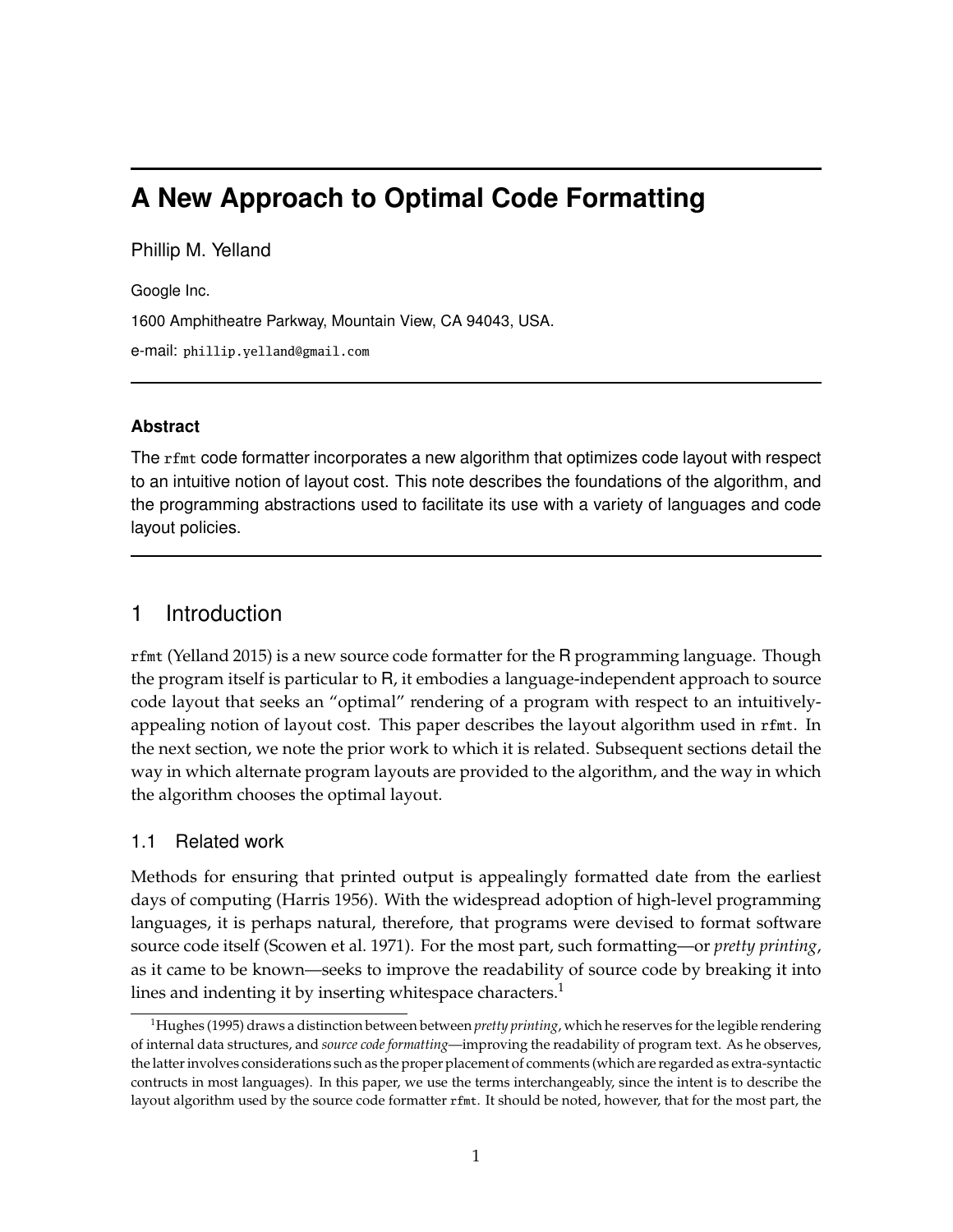# A New Approach to Optimal Code Formatting

Phillip M. Yelland

Google Inc.

1600 Amphitheatre Parkway, Mountain View, CA 94043, USA.

e-mail: `phillip.yelland@gmail.com`

---

### Abstract

The `rfmt` code formatter incorporates a new algorithm that optimizes code layout with respect to an intuitive notion of layout cost. This note describes the foundations of the algorithm, and the programming abstractions used to facilitate its use with a variety of languages and code layout policies.

---

## 1 Introduction

`rfmt` (Yelland 2015) is a new source code formatter for the R programming language. Though the program itself is particular to R, it embodies a language-independent approach to source code layout that seeks an "optimal" rendering of a program with respect to an intuitively-appealing notion of layout cost. This paper describes the layout algorithm used in `rfmt`. In the next section, we note the prior work to which it is related. Subsequent sections detail the way in which alternate program layouts are provided to the algorithm, and the way in which the algorithm chooses the optimal layout.

### 1.1 Related work

Methods for ensuring that printed output is appealingly formatted date from the earliest days of computing (Harris 1956). With the widespread adoption of high-level programming languages, it is perhaps natural, therefore, that programs were devised to format software source code itself (Scowen et al. 1971). For the most part, such formatting—or *pretty printing*, as it came to be known—seeks to improve the readability of source code by breaking it into lines and indenting it by inserting whitespace characters.[1]

[1] Hughes (1995) draws a distinction between between *pretty printing*, which he reserves for the legible rendering of internal data structures, and *source code formatting*—improving the readability of program text. As he observes, the latter involves considerations such as the proper placement of comments (which are regarded as extra-syntactic contructs in most languages). In this paper, we use the terms interchangeably, since the intent is to describe the layout algorithm used by the source code formatter `rfmt`. It should be noted, however, that for the most part, the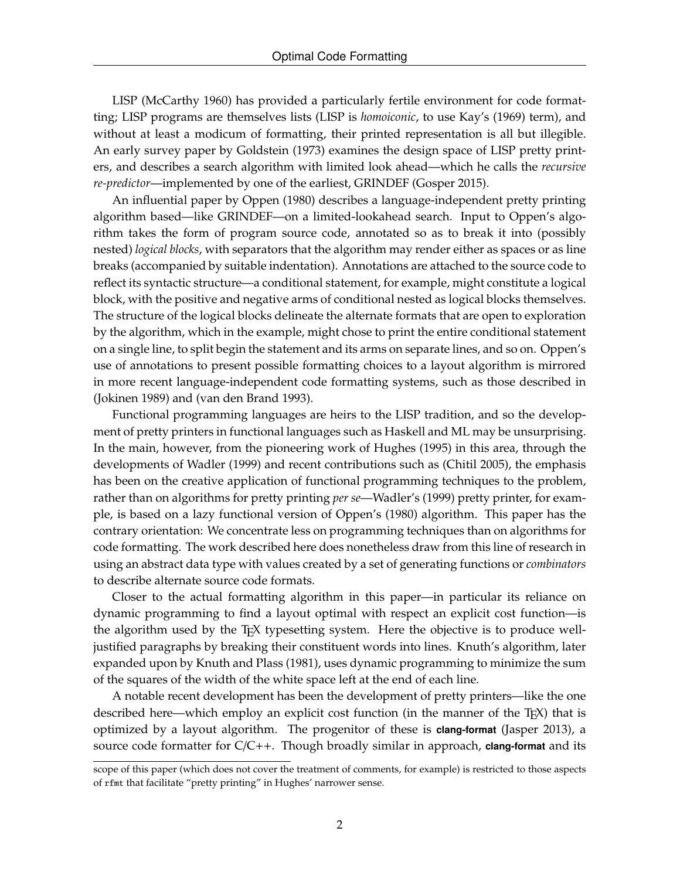LISP (McCarthy 1960) has provided a particularly fertile environment for code formatting; LISP programs are themselves lists (LISP is *homoiconic*, to use Kay's (1969) term), and without at least a modicum of formatting, their printed representation is all but illegible. An early survey paper by Goldstein (1973) examines the design space of LISP pretty printers, and describes a search algorithm with limited look ahead—which he calls the *recursive re-predictor*—implemented by one of the earliest, GRINDEF (Gosper 2015).

An influential paper by Oppen (1980) describes a language-independent pretty printing algorithm based—like GRINDEF—on a limited-lookahead search. Input to Oppen's algorithm takes the form of program source code, annotated so as to break it into (possibly nested) *logical blocks*, with separators that the algorithm may render either as spaces or as line breaks (accompanied by suitable indentation). Annotations are attached to the source code to reflect its syntactic structure—a conditional statement, for example, might constitute a logical block, with the positive and negative arms of conditional nested as logical blocks themselves. The structure of the logical blocks delineate the alternate formats that are open to exploration by the algorithm, which in the example, might chose to print the entire conditional statement on a single line, to split begin the statement and its arms on separate lines, and so on. Oppen's use of annotations to present possible formatting choices to a layout algorithm is mirrored in more recent language-independent code formatting systems, such as those described in (Jokinen 1989) and (van den Brand 1993).

Functional programming languages are heirs to the LISP tradition, and so the development of pretty printers in functional languages such as Haskell and ML may be unsurprising. In the main, however, from the pioneering work of Hughes (1995) in this area, through the developments of Wadler (1999) and recent contributions such as (Chitil 2005), the emphasis has been on the creative application of functional programming techniques to the problem, rather than on algorithms for pretty printing *per se*—Wadler's (1999) pretty printer, for example, is based on a lazy functional version of Oppen's (1980) algorithm. This paper has the contrary orientation: We concentrate less on programming techniques than on algorithms for code formatting. The work described here does nonetheless draw from this line of research in using an abstract data type with values created by a set of generating functions or *combinators* to describe alternate source code formats.

Closer to the actual formatting algorithm in this paper—in particular its reliance on dynamic programming to find a layout optimal with respect an explicit cost function—is the algorithm used by the TEX typesetting system. Here the objective is to produce well-justified paragraphs by breaking their constituent words into lines. Knuth's algorithm, later expanded upon by Knuth and Plass (1981), uses dynamic programming to minimize the sum of the squares of the width of the white space left at the end of each line.

A notable recent development has been the development of pretty printers—like the one described here—which employ an explicit cost function (in the manner of the TEX) that is optimized by a layout algorithm. The progenitor of these is **clang-format** (Jasper 2013), a source code formatter for C/C++. Though broadly similar in approach, **clang-format** and its

scope of this paper (which does not cover the treatment of comments, for example) is restricted to those aspects of `rfmt` that facilitate "pretty printing" in Hughes' narrower sense.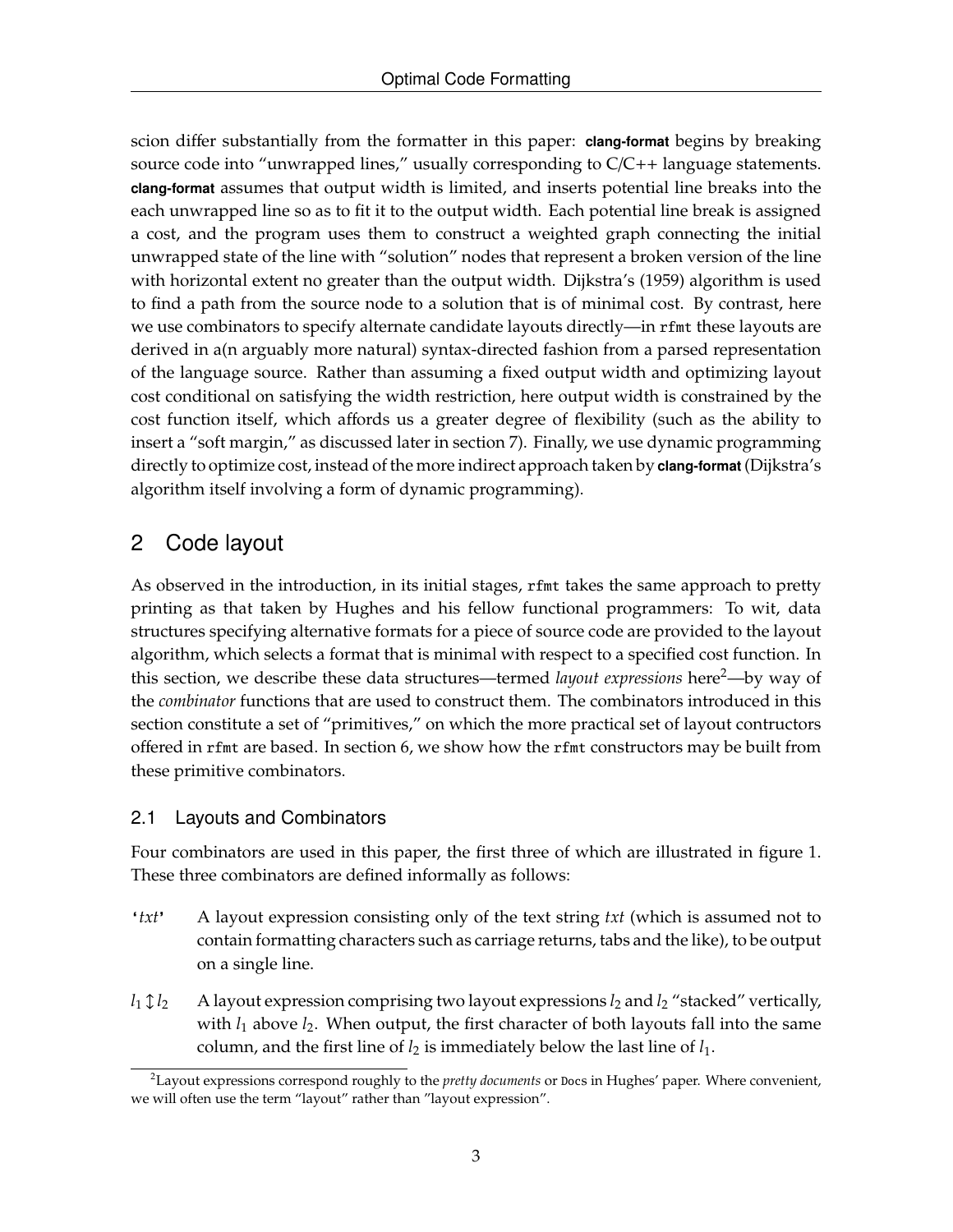scion differ substantially from the formatter in this paper: **clang-format** begins by breaking source code into "unwrapped lines," usually corresponding to C/C++ language statements. **clang-format** assumes that output width is limited, and inserts potential line breaks into the each unwrapped line so as to fit it to the output width. Each potential line break is assigned a cost, and the program uses them to construct a weighted graph connecting the initial unwrapped state of the line with "solution" nodes that represent a broken version of the line with horizontal extent no greater than the output width. Dijkstra's (1959) algorithm is used to find a path from the source node to a solution that is of minimal cost. By contrast, here we use combinators to specify alternate candidate layouts directly—in `rfmt` these layouts are derived in a(n arguably more natural) syntax-directed fashion from a parsed representation of the language source. Rather than assuming a fixed output width and optimizing layout cost conditional on satisfying the width restriction, here output width is constrained by the cost function itself, which affords us a greater degree of flexibility (such as the ability to insert a "soft margin," as discussed later in section 7). Finally, we use dynamic programming directly to optimize cost, instead of the more indirect approach taken by **clang-format** (Dijkstra's algorithm itself involving a form of dynamic programming).

## 2 Code layout

As observed in the introduction, in its initial stages, `rfmt` takes the same approach to pretty printing as that taken by Hughes and his fellow functional programmers: To wit, data structures specifying alternative formats for a piece of source code are provided to the layout algorithm, which selects a format that is minimal with respect to a specified cost function. In this section, we describe these data structures—termed *layout expressions* here[2]—by way of the *combinator* functions that are used to construct them. The combinators introduced in this section constitute a set of "primitives," on which the more practical set of layout contructors offered in `rfmt` are based. In section 6, we show how the `rfmt` constructors may be built from these primitive combinators.

### 2.1 Layouts and Combinators

Four combinators are used in this paper, the first three of which are illustrated in figure 1. These three combinators are defined informally as follows:

**'*txt*'** A layout expression consisting only of the text string *txt* (which is assumed not to contain formatting characters such as carriage returns, tabs and the like), to be output on a single line.

$l_1 \updownarrow l_2$ A layout expression comprising two layout expressions $l_2$ and $l_2$ "stacked" vertically, with $l_1$ above $l_2$. When output, the first character of both layouts fall into the same column, and the first line of $l_2$ is immediately below the last line of $l_1$.

[2] Layout expressions correspond roughly to the *pretty documents* or `Docs` in Hughes' paper. Where convenient, we will often use the term "layout" rather than "layout expression".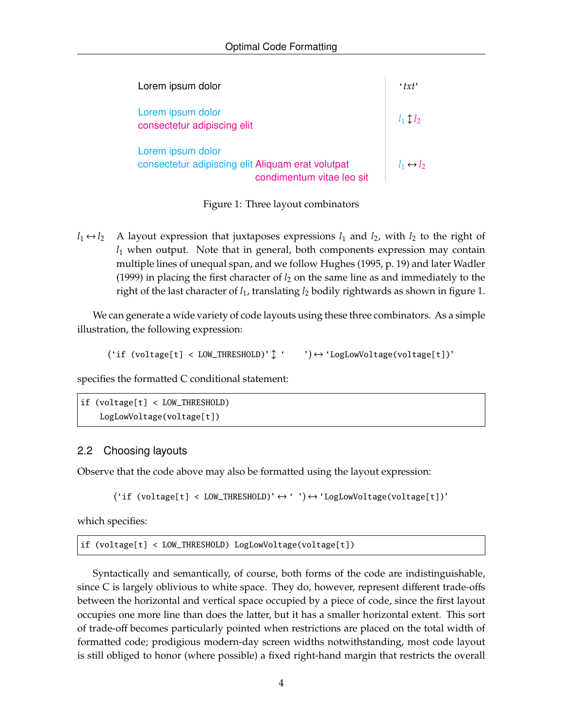Lorem ipsum dolor ‘*txt*’

Lorem ipsum dolor
consectetur adipiscing elit $l_1 \updownarrow l_2$

Lorem ipsum dolor
consectetur adipiscing elit Aliquam erat volutpat
condimentum vitae leo sit $l_1 \leftrightarrow l_2$

Figure 1: Three layout combinators

$l_1 \leftrightarrow l_2$ A layout expression that juxtaposes expressions $l_1$ and $l_2$, with $l_2$ to the right of $l_1$ when output. Note that in general, both components expression may contain multiple lines of unequal span, and we follow Hughes (1995, p. 19) and later Wadler (1999) in placing the first character of $l_2$ on the same line as and immediately to the right of the last character of $l_1$, translating $l_2$ bodily rightwards as shown in figure 1.

We can generate a wide variety of code layouts using these three combinators. As a simple illustration, the following expression:

$$(\text{‘}\texttt{if (voltage[t] < LOW\_THRESHOLD)}\text{’} \updownarrow \text{‘}\texttt{    }\text{’}) \leftrightarrow \text{‘}\texttt{LogLowVoltage(voltage[t])}\text{’}$$

specifies the formatted C conditional statement:

```
if (voltage[t] < LOW_THRESHOLD)
    LogLowVoltage(voltage[t])
```

## 2.2 Choosing layouts

Observe that the code above may also be formatted using the layout expression:

$$(\text{‘}\texttt{if (voltage[t] < LOW\_THRESHOLD)}\text{’} \leftrightarrow \text{‘}\texttt{ }\text{’}) \leftrightarrow \text{‘}\texttt{LogLowVoltage(voltage[t])}\text{’}$$

which specifies:

```
if (voltage[t] < LOW_THRESHOLD) LogLowVoltage(voltage[t])
```

Syntactically and semantically, of course, both forms of the code are indistinguishable, since C is largely oblivious to white space. They do, however, represent different trade-offs between the horizontal and vertical space occupied by a piece of code, since the first layout occupies one more line than does the latter, but it has a smaller horizontal extent. This sort of trade-off becomes particularly pointed when restrictions are placed on the total width of formatted code; prodigious modern-day screen widths notwithstanding, most code layout is still obliged to honor (where possible) a fixed right-hand margin that restricts the overall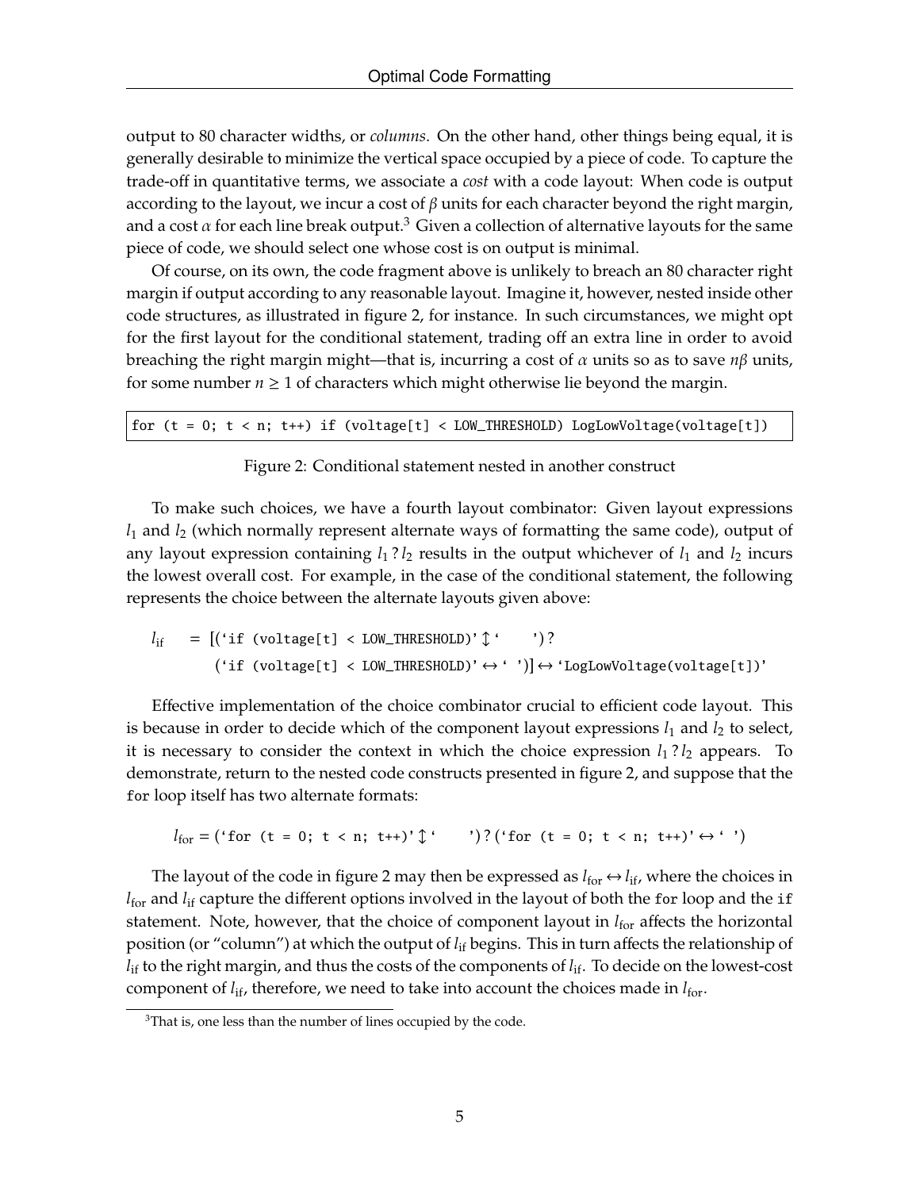output to 80 character widths, or *columns*. On the other hand, other things being equal, it is generally desirable to minimize the vertical space occupied by a piece of code. To capture the trade-off in quantitative terms, we associate a *cost* with a code layout: When code is output according to the layout, we incur a cost of $\beta$ units for each character beyond the right margin, and a cost $\alpha$ for each line break output.[3] Given a collection of alternative layouts for the same piece of code, we should select one whose cost is on output is minimal.

Of course, on its own, the code fragment above is unlikely to breach an 80 character right margin if output according to any reasonable layout. Imagine it, however, nested inside other code structures, as illustrated in figure 2, for instance. In such circumstances, we might opt for the first layout for the conditional statement, trading off an extra line in order to avoid breaching the right margin might—that is, incurring a cost of $\alpha$ units so as to save $n\beta$ units, for some number $n \geq 1$ of characters which might otherwise lie beyond the margin.

```
for (t = 0; t < n; t++) if (voltage[t] < LOW_THRESHOLD) LogLowVoltage(voltage[t])
```

Figure 2: Conditional statement nested in another construct

To make such choices, we have a fourth layout combinator: Given layout expressions $l_1$ and $l_2$ (which normally represent alternate ways of formatting the same code), output of any layout expression containing $l_1 ? l_2$ results in the output whichever of $l_1$ and $l_2$ incurs the lowest overall cost. For example, in the case of the conditional statement, the following represents the choice between the alternate layouts given above:

$$
\begin{aligned}
l_{\text{if}} \quad &= [(\texttt{`if (voltage[t] < LOW\_THRESHOLD)'} \updownarrow \texttt{`\ \ \ \ '}) \,?\\
&\quad\ (\texttt{`if (voltage[t] < LOW\_THRESHOLD)'} \leftrightarrow \texttt{`\ '})] \leftrightarrow \texttt{`LogLowVoltage(voltage[t])'}
\end{aligned}
$$

Effective implementation of the choice combinator crucial to efficient code layout. This is because in order to decide which of the component layout expressions $l_1$ and $l_2$ to select, it is necessary to consider the context in which the choice expression $l_1 ? l_2$ appears. To demonstrate, return to the nested code constructs presented in figure 2, and suppose that the `for` loop itself has two alternate formats:

$$
l_{\text{for}} = (\texttt{`for (t = 0; t < n; t++)'} \updownarrow \texttt{`\ \ \ \ '}) \,?\, (\texttt{`for (t = 0; t < n; t++)'} \leftrightarrow \texttt{`\ '})
$$

The layout of the code in figure 2 may then be expressed as $l_{\text{for}} \leftrightarrow l_{\text{if}}$, where the choices in $l_{\text{for}}$ and $l_{\text{if}}$ capture the different options involved in the layout of both the `for` loop and the `if` statement. Note, however, that the choice of component layout in $l_{\text{for}}$ affects the horizontal position (or "column") at which the output of $l_{\text{if}}$ begins. This in turn affects the relationship of $l_{\text{if}}$ to the right margin, and thus the costs of the components of $l_{\text{if}}$. To decide on the lowest-cost component of $l_{\text{if}}$, therefore, we need to take into account the choices made in $l_{\text{for}}$.

[3] That is, one less than the number of lines occupied by the code.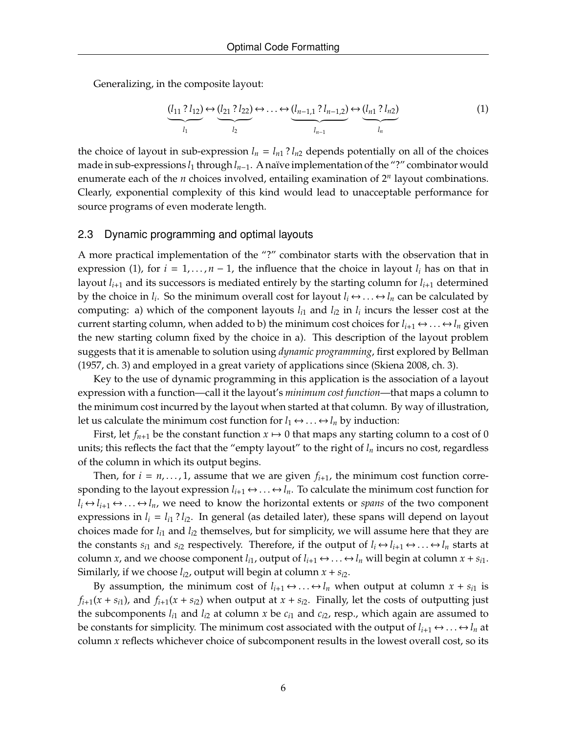Generalizing, in the composite layout:

$$\underbrace{(l_{11} \,?\, l_{12})}_{l_1} \leftrightarrow \underbrace{(l_{21} \,?\, l_{22})}_{l_2} \leftrightarrow \ldots \leftrightarrow \underbrace{(l_{n-1,1} \,?\, l_{n-1,2})}_{l_{n-1}} \leftrightarrow \underbrace{(l_{n1} \,?\, l_{n2})}_{l_n} \tag{1}$$

the choice of layout in sub-expression $l_n = l_{n1} \,?\, l_{n2}$ depends potentially on all of the choices made in sub-expressions $l_1$ through $l_{n-1}$. A naïve implementation of the "?" combinator would enumerate each of the $n$ choices involved, entailing examination of $2^n$ layout combinations. Clearly, exponential complexity of this kind would lead to unacceptable performance for source programs of even moderate length.

## 2.3 Dynamic programming and optimal layouts

A more practical implementation of the "?" combinator starts with the observation that in expression (1), for $i = 1, \ldots, n-1$, the influence that the choice in layout $l_i$ has on that in layout $l_{i+1}$ and its successors is mediated entirely by the starting column for $l_{i+1}$ determined by the choice in $l_i$. So the minimum overall cost for layout $l_i \leftrightarrow \ldots \leftrightarrow l_n$ can be calculated by computing: a) which of the component layouts $l_{i1}$ and $l_{i2}$ in $l_i$ incurs the lesser cost at the current starting column, when added to b) the minimum cost choices for $l_{i+1} \leftrightarrow \ldots \leftrightarrow l_n$ given the new starting column fixed by the choice in a). This description of the layout problem suggests that it is amenable to solution using *dynamic programming*, first explored by Bellman (1957, ch. 3) and employed in a great variety of applications since (Skiena 2008, ch. 3).

Key to the use of dynamic programming in this application is the association of a layout expression with a function—call it the layout's *minimum cost function*—that maps a column to the minimum cost incurred by the layout when started at that column. By way of illustration, let us calculate the minimum cost function for $l_1 \leftrightarrow \ldots \leftrightarrow l_n$ by induction:

First, let $f_{n+1}$ be the constant function $x \mapsto 0$ that maps any starting column to a cost of 0 units; this reflects the fact that the "empty layout" to the right of $l_n$ incurs no cost, regardless of the column in which its output begins.

Then, for $i = n, \ldots, 1$, assume that we are given $f_{i+1}$, the minimum cost function corresponding to the layout expression $l_{i+1} \leftrightarrow \ldots \leftrightarrow l_n$. To calculate the minimum cost function for $l_i \leftrightarrow l_{i+1} \leftrightarrow \ldots \leftrightarrow l_n$, we need to know the horizontal extents or *spans* of the two component expressions in $l_i = l_{i1} \,?\, l_{i2}$. In general (as detailed later), these spans will depend on layout choices made for $l_{i1}$ and $l_{i2}$ themselves, but for simplicity, we will assume here that they are the constants $s_{i1}$ and $s_{i2}$ respectively. Therefore, if the output of $l_i \leftrightarrow l_{i+1} \leftrightarrow \ldots \leftrightarrow l_n$ starts at column $x$, and we choose component $l_{i1}$, output of $l_{i+1} \leftrightarrow \ldots \leftrightarrow l_n$ will begin at column $x + s_{i1}$. Similarly, if we choose $l_{i2}$, output will begin at column $x + s_{i2}$.

By assumption, the minimum cost of $l_{i+1} \leftrightarrow \ldots \leftrightarrow l_n$ when output at column $x + s_{i1}$ is $f_{i+1}(x + s_{i1})$, and $f_{i+1}(x + s_{i2})$ when output at $x + s_{i2}$. Finally, let the costs of outputting just the subcomponents $l_{i1}$ and $l_{i2}$ at column $x$ be $c_{i1}$ and $c_{i2}$, resp., which again are assumed to be constants for simplicity. The minimum cost associated with the output of $l_{i+1} \leftrightarrow \ldots \leftrightarrow l_n$ at column $x$ reflects whichever choice of subcomponent results in the lowest overall cost, so its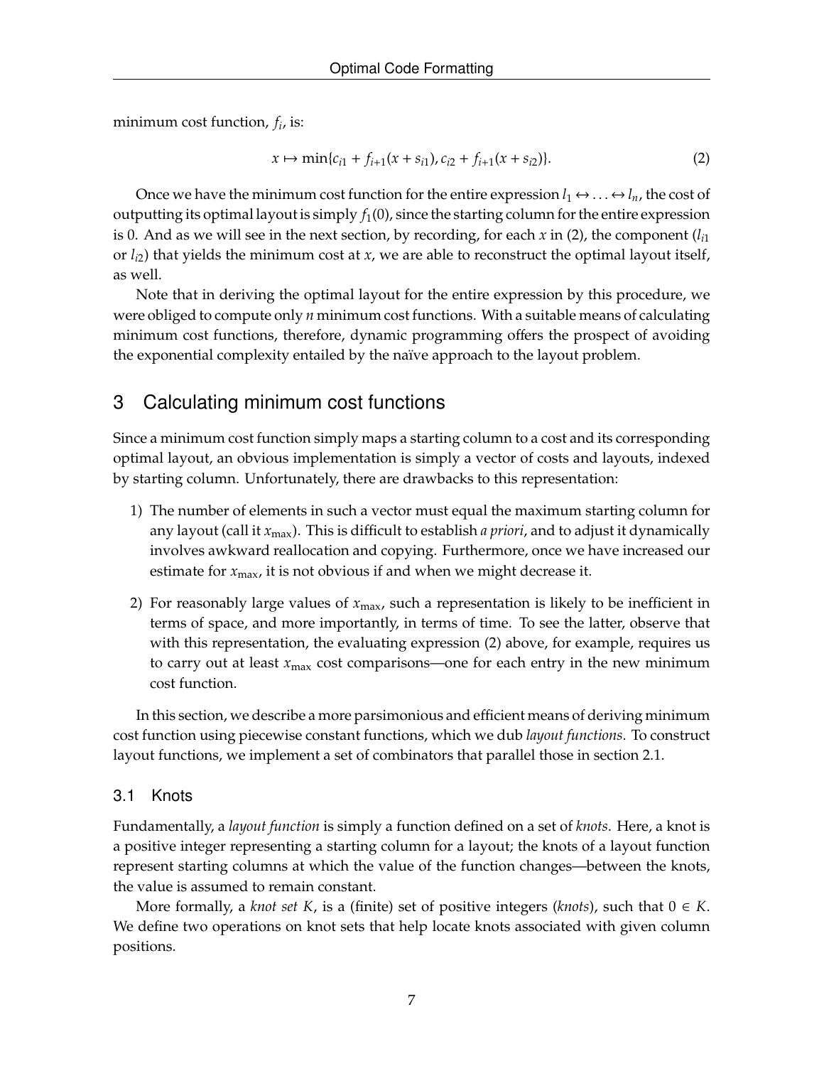minimum cost function, $f_i$, is:

$$x \mapsto \min\{c_{i1} + f_{i+1}(x + s_{i1}), c_{i2} + f_{i+1}(x + s_{i2})\}. \tag{2}$$

Once we have the minimum cost function for the entire expression $l_1 \leftrightarrow \ldots \leftrightarrow l_n$, the cost of outputting its optimal layout is simply $f_1(0)$, since the starting column for the entire expression is 0. And as we will see in the next section, by recording, for each $x$ in (2), the component ($l_{i1}$ or $l_{i2}$) that yields the minimum cost at $x$, we are able to reconstruct the optimal layout itself, as well.

Note that in deriving the optimal layout for the entire expression by this procedure, we were obliged to compute only $n$ minimum cost functions. With a suitable means of calculating minimum cost functions, therefore, dynamic programming offers the prospect of avoiding the exponential complexity entailed by the naïve approach to the layout problem.

## 3 Calculating minimum cost functions

Since a minimum cost function simply maps a starting column to a cost and its corresponding optimal layout, an obvious implementation is simply a vector of costs and layouts, indexed by starting column. Unfortunately, there are drawbacks to this representation:

1) The number of elements in such a vector must equal the maximum starting column for any layout (call it $x_{\max}$). This is difficult to establish *a priori*, and to adjust it dynamically involves awkward reallocation and copying. Furthermore, once we have increased our estimate for $x_{\max}$, it is not obvious if and when we might decrease it.

2) For reasonably large values of $x_{\max}$, such a representation is likely to be inefficient in terms of space, and more importantly, in terms of time. To see the latter, observe that with this representation, the evaluating expression (2) above, for example, requires us to carry out at least $x_{\max}$ cost comparisons—one for each entry in the new minimum cost function.

In this section, we describe a more parsimonious and efficient means of deriving minimum cost function using piecewise constant functions, which we dub *layout functions*. To construct layout functions, we implement a set of combinators that parallel those in section 2.1.

### 3.1 Knots

Fundamentally, a *layout function* is simply a function defined on a set of *knots*. Here, a knot is a positive integer representing a starting column for a layout; the knots of a layout function represent starting columns at which the value of the function changes—between the knots, the value is assumed to remain constant.

More formally, a *knot set* $K$, is a (finite) set of positive integers (*knots*), such that $0 \in K$. We define two operations on knot sets that help locate knots associated with given column positions.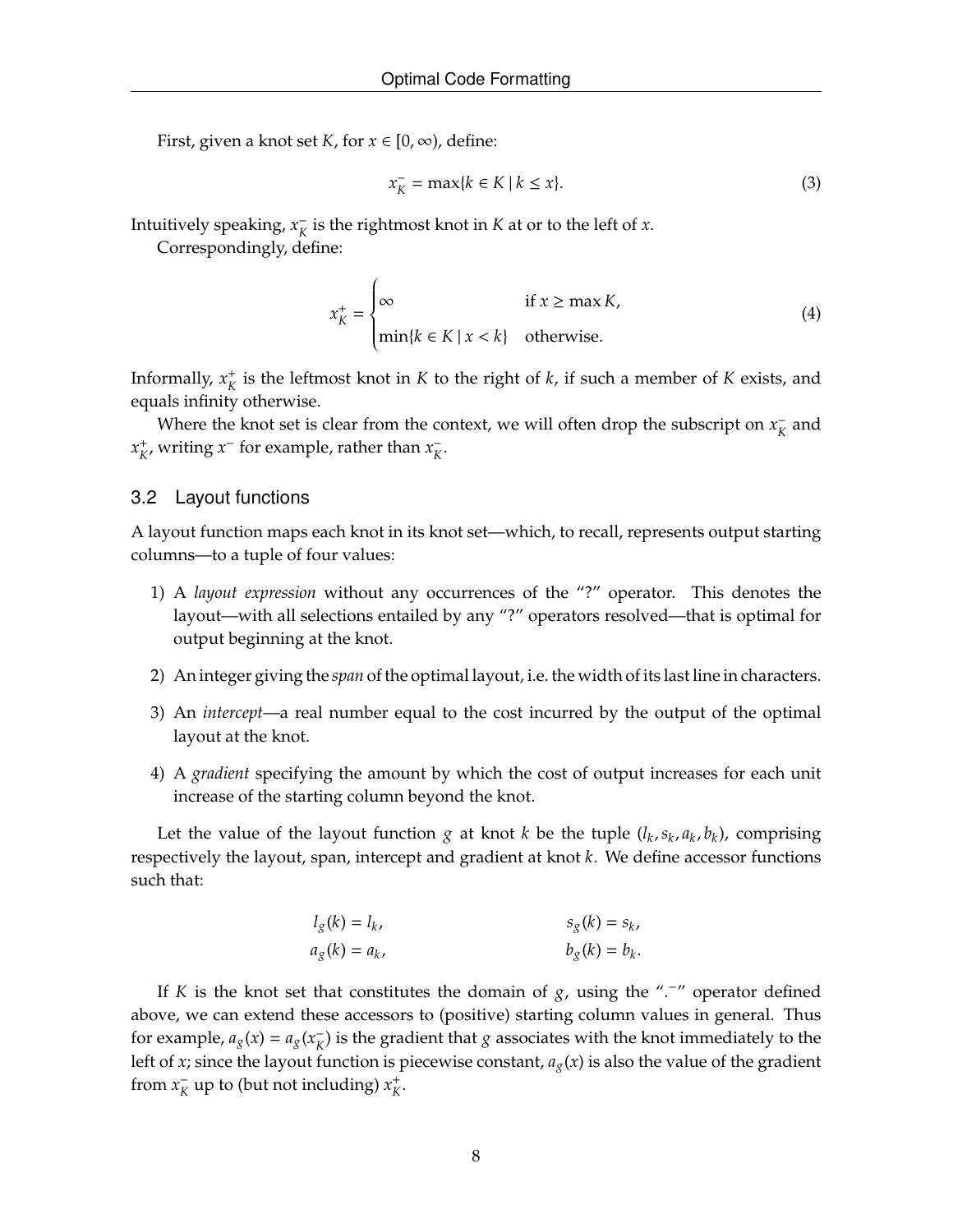First, given a knot set $K$, for $x \in [0, \infty)$, define:

$$x_K^- = \max\{k \in K \mid k \leq x\}. \tag{3}$$

Intuitively speaking, $x_K^-$ is the rightmost knot in $K$ at or to the left of $x$.

Correspondingly, define:

$$x_K^+ = \begin{cases} \infty & \text{if } x \geq \max K, \\ \min\{k \in K \mid x < k\} & \text{otherwise.} \end{cases} \tag{4}$$

Informally, $x_K^+$ is the leftmost knot in $K$ to the right of $k$, if such a member of $K$ exists, and equals infinity otherwise.

Where the knot set is clear from the context, we will often drop the subscript on $x_K^-$ and $x_K^+$, writing $x^-$ for example, rather than $x_K^-$.

## 3.2 Layout functions

A layout function maps each knot in its knot set—which, to recall, represents output starting columns—to a tuple of four values:

1) A *layout expression* without any occurrences of the "?" operator. This denotes the layout—with all selections entailed by any "?" operators resolved—that is optimal for output beginning at the knot.
2) An integer giving the *span* of the optimal layout, i.e. the width of its last line in characters.
3) An *intercept*—a real number equal to the cost incurred by the output of the optimal layout at the knot.
4) A *gradient* specifying the amount by which the cost of output increases for each unit increase of the starting column beyond the knot.

Let the value of the layout function $g$ at knot $k$ be the tuple $(l_k, s_k, a_k, b_k)$, comprising respectively the layout, span, intercept and gradient at knot $k$. We define accessor functions such that:

$$l_g(k) = l_k, \qquad s_g(k) = s_k,$$
$$a_g(k) = a_k, \qquad b_g(k) = b_k.$$

If $K$ is the knot set that constitutes the domain of $g$, using the "$.^-$" operator defined above, we can extend these accessors to (positive) starting column values in general. Thus for example, $a_g(x) = a_g(x_K^-)$ is the gradient that $g$ associates with the knot immediately to the left of $x$; since the layout function is piecewise constant, $a_g(x)$ is also the value of the gradient from $x_K^-$ up to (but not including) $x_K^+$.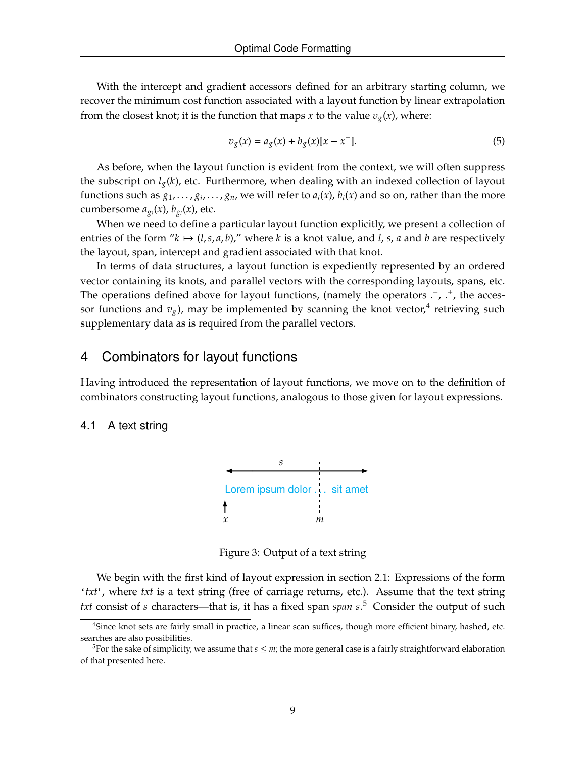With the intercept and gradient accessors defined for an arbitrary starting column, we recover the minimum cost function associated with a layout function by linear extrapolation from the closest knot; it is the function that maps $x$ to the value $v_g(x)$, where:

$$v_g(x) = a_g(x) + b_g(x)[x - x^-]. \tag{5}$$

As before, when the layout function is evident from the context, we will often suppress the subscript on $l_g(k)$, etc. Furthermore, when dealing with an indexed collection of layout functions such as $g_1, \ldots, g_i, \ldots, g_n$, we will refer to $a_i(x)$, $b_i(x)$ and so on, rather than the more cumbersome $a_{g_i}(x)$, $b_{g_i}(x)$, etc.

When we need to define a particular layout function explicitly, we present a collection of entries of the form "$k \mapsto (l, s, a, b)$," where $k$ is a knot value, and $l$, $s$, $a$ and $b$ are respectively the layout, span, intercept and gradient associated with that knot.

In terms of data structures, a layout function is expediently represented by an ordered vector containing its knots, and parallel vectors with the corresponding layouts, spans, etc. The operations defined above for layout functions, (namely the operators $.^-$, $.^+$, the accessor functions and $v_g$), may be implemented by scanning the knot vector,[4] retrieving such supplementary data as is required from the parallel vectors.

## 4 Combinators for layout functions

Having introduced the representation of layout functions, we move on to the definition of combinators constructing layout functions, analogous to those given for layout expressions.

### 4.1 A text string

Figure 3: Output of a text string

We begin with the first kind of layout expression in section 2.1: Expressions of the form '*txt*', where *txt* is a text string (free of carriage returns, etc.). Assume that the text string *txt* consist of $s$ characters—that is, it has a fixed span *span* $s$.[5] Consider the output of such

---

[4] Since knot sets are fairly small in practice, a linear scan suffices, though more efficient binary, hashed, etc. searches are also possibilities.

[5] For the sake of simplicity, we assume that $s \le m$; the more general case is a fairly straightforward elaboration of that presented here.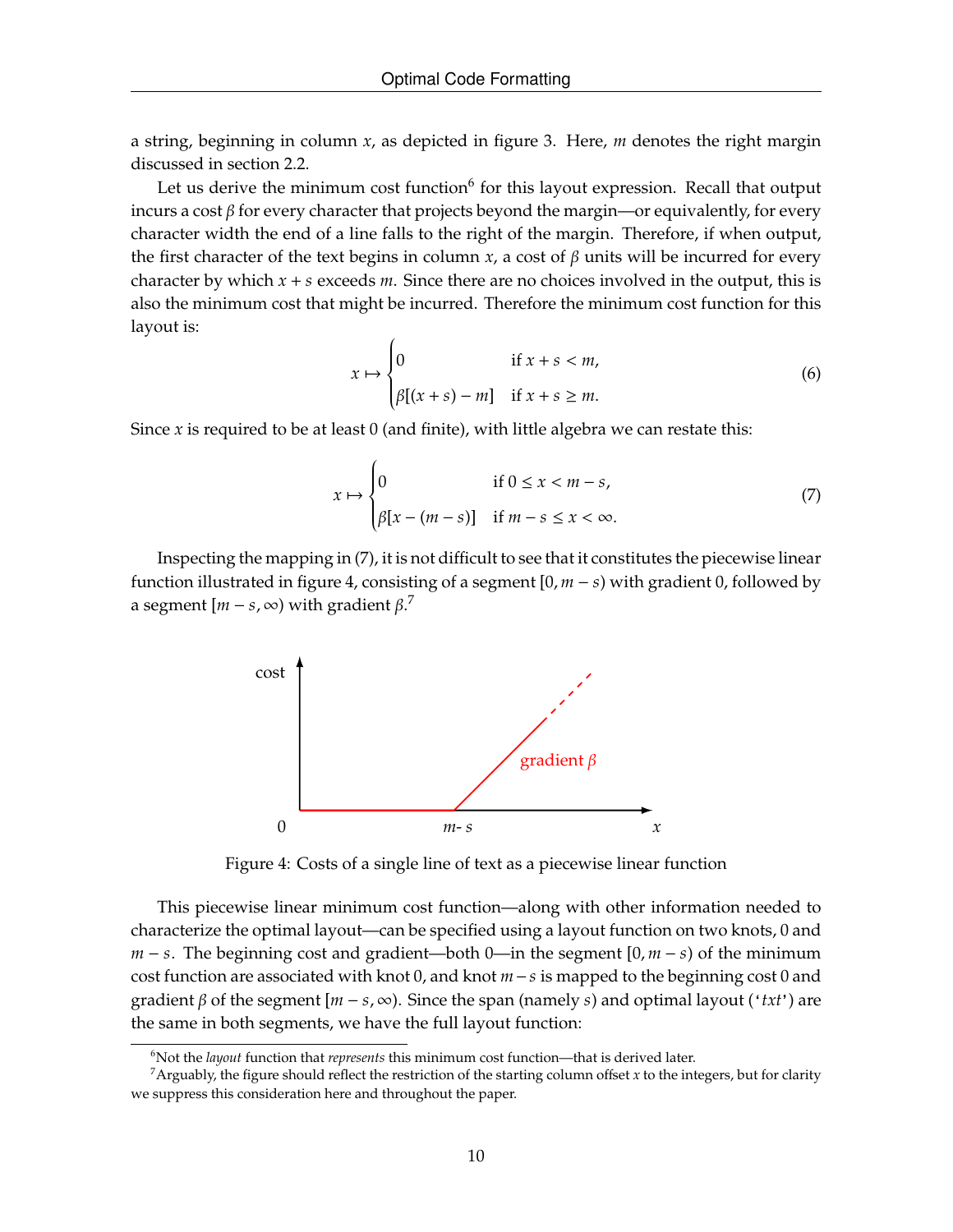a string, beginning in column $x$, as depicted in figure 3. Here, $m$ denotes the right margin discussed in section 2.2.

Let us derive the minimum cost function[6] for this layout expression. Recall that output incurs a cost $\beta$ for every character that projects beyond the margin—or equivalently, for every character width the end of a line falls to the right of the margin. Therefore, if when output, the first character of the text begins in column $x$, a cost of $\beta$ units will be incurred for every character by which $x + s$ exceeds $m$. Since there are no choices involved in the output, this is also the minimum cost that might be incurred. Therefore the minimum cost function for this layout is:

$$x \mapsto \begin{cases} 0 & \text{if } x + s < m, \\ \beta[(x+s) - m] & \text{if } x + s \geq m. \end{cases} \tag{6}$$

Since $x$ is required to be at least 0 (and finite), with little algebra we can restate this:

$$x \mapsto \begin{cases} 0 & \text{if } 0 \leq x < m - s, \\ \beta[x - (m - s)] & \text{if } m - s \leq x < \infty. \end{cases} \tag{7}$$

Inspecting the mapping in (7), it is not difficult to see that it constitutes the piecewise linear function illustrated in figure 4, consisting of a segment $[0, m - s)$ with gradient 0, followed by a segment $[m - s, \infty)$ with gradient $\beta$.[7]

Figure 4: Costs of a single line of text as a piecewise linear function

This piecewise linear minimum cost function—along with other information needed to characterize the optimal layout—can be specified using a layout function on two knots, 0 and $m - s$. The beginning cost and gradient—both 0—in the segment $[0, m - s)$ of the minimum cost function are associated with knot 0, and knot $m - s$ is mapped to the beginning cost 0 and gradient $\beta$ of the segment $[m - s, \infty)$. Since the span (namely $s$) and optimal layout ('*txt*') are the same in both segments, we have the full layout function:

[6] Not the *layout* function that *represents* this minimum cost function—that is derived later.

[7] Arguably, the figure should reflect the restriction of the starting column offset $x$ to the integers, but for clarity we suppress this consideration here and throughout the paper.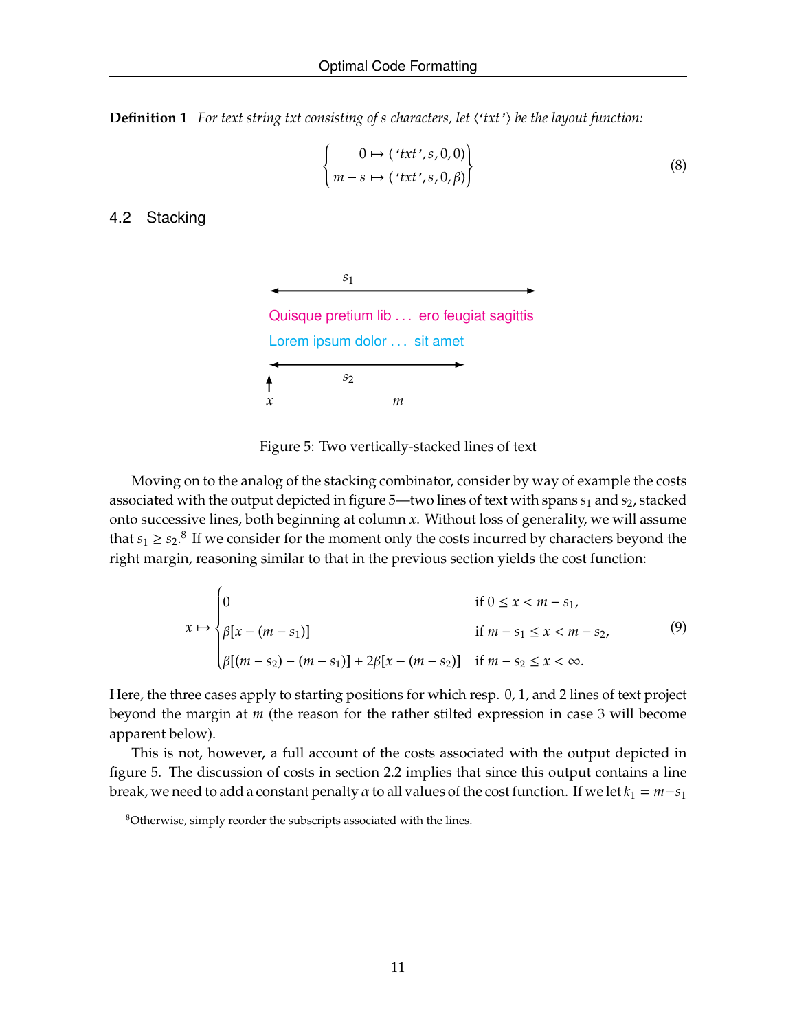**Definition 1** *For text string txt consisting of s characters, let* $\langle$'*txt*'$\rangle$ *be the layout function:*

$$\left\{ \begin{aligned} 0 &\mapsto (\text{'}txt\text{'}, s, 0, 0) \\ m - s &\mapsto (\text{'}txt\text{'}, s, 0, \beta) \end{aligned} \right\} \tag{8}$$

## 4.2 Stacking

Figure 5: Two vertically-stacked lines of text

Moving on to the analog of the stacking combinator, consider by way of example the costs associated with the output depicted in figure 5—two lines of text with spans $s_1$ and $s_2$, stacked onto successive lines, both beginning at column $x$. Without loss of generality, we will assume that $s_1 \geq s_2$.[8] If we consider for the moment only the costs incurred by characters beyond the right margin, reasoning similar to that in the previous section yields the cost function:

$$x \mapsto \begin{cases} 0 & \text{if } 0 \leq x < m - s_1, \\ \beta[x - (m - s_1)] & \text{if } m - s_1 \leq x < m - s_2, \\ \beta[(m - s_2) - (m - s_1)] + 2\beta[x - (m - s_2)] & \text{if } m - s_2 \leq x < \infty. \end{cases} \tag{9}$$

Here, the three cases apply to starting positions for which resp. 0, 1, and 2 lines of text project beyond the margin at $m$ (the reason for the rather stilted expression in case 3 will become apparent below).

This is not, however, a full account of the costs associated with the output depicted in figure 5. The discussion of costs in section 2.2 implies that since this output contains a line break, we need to add a constant penalty $\alpha$ to all values of the cost function. If we let $k_1 = m - s_1$

[8]Otherwise, simply reorder the subscripts associated with the lines.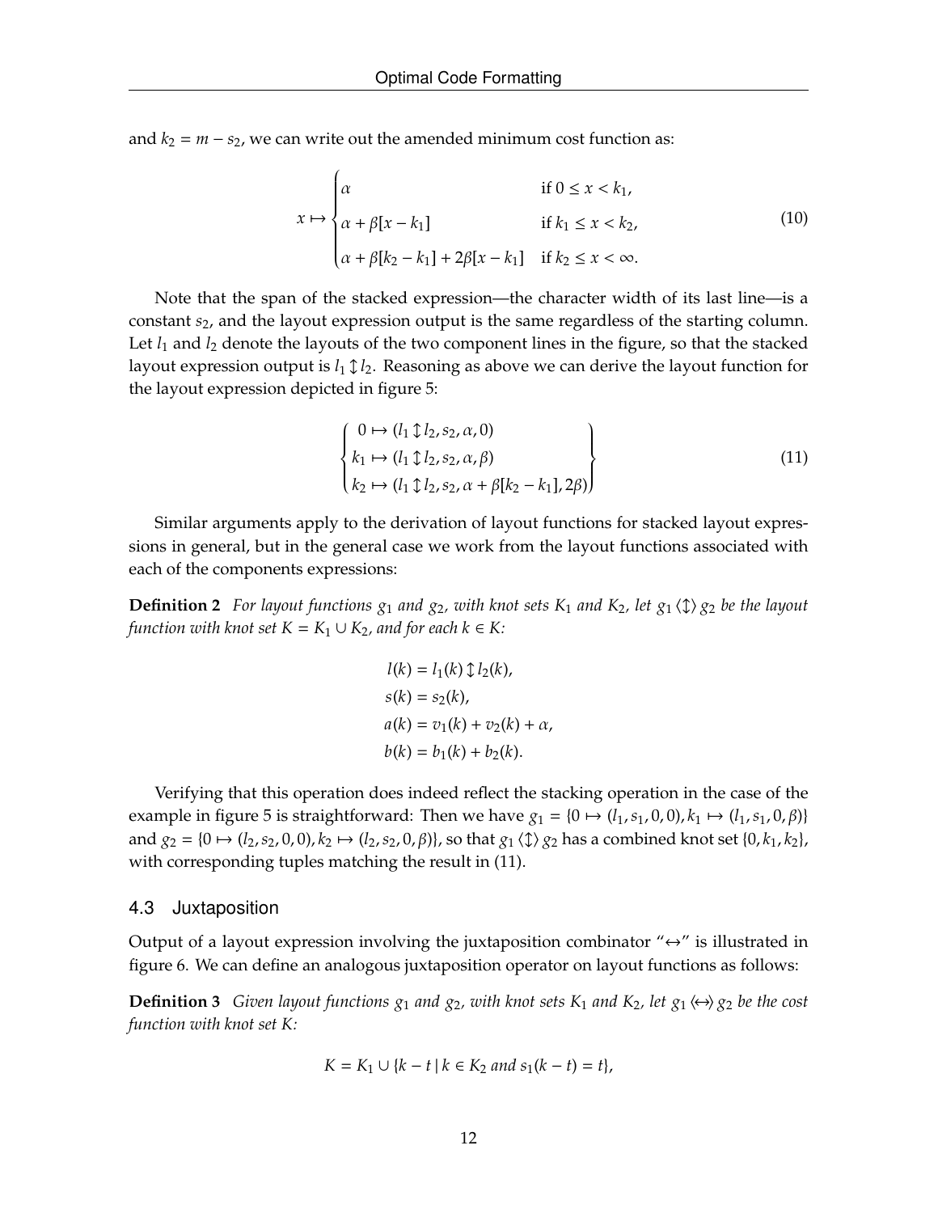and $k_2 = m - s_2$, we can write out the amended minimum cost function as:

$$x \mapsto \begin{cases} \alpha & \text{if } 0 \leq x < k_1, \\ \alpha + \beta[x - k_1] & \text{if } k_1 \leq x < k_2, \\ \alpha + \beta[k_2 - k_1] + 2\beta[x - k_1] & \text{if } k_2 \leq x < \infty. \end{cases} \tag{10}$$

Note that the span of the stacked expression—the character width of its last line—is a constant $s_2$, and the layout expression output is the same regardless of the starting column. Let $l_1$ and $l_2$ denote the layouts of the two component lines in the figure, so that the stacked layout expression output is $l_1 \updownarrow l_2$. Reasoning as above we can derive the layout function for the layout expression depicted in figure 5:

$$\left\{ \begin{array}{l} 0 \mapsto (l_1 \updownarrow l_2, s_2, \alpha, 0) \\ k_1 \mapsto (l_1 \updownarrow l_2, s_2, \alpha, \beta) \\ k_2 \mapsto (l_1 \updownarrow l_2, s_2, \alpha + \beta[k_2 - k_1], 2\beta) \end{array} \right\} \tag{11}$$

Similar arguments apply to the derivation of layout functions for stacked layout expressions in general, but in the general case we work from the layout functions associated with each of the components expressions:

**Definition 2** *For layout functions $g_1$ and $g_2$, with knot sets $K_1$ and $K_2$, let $g_1 \langle\updownarrow\rangle g_2$ be the layout function with knot set $K = K_1 \cup K_2$, and for each $k \in K$:*

$$\begin{aligned} l(k) &= l_1(k) \updownarrow l_2(k), \\ s(k) &= s_2(k), \\ a(k) &= v_1(k) + v_2(k) + \alpha, \\ b(k) &= b_1(k) + b_2(k). \end{aligned}$$

Verifying that this operation does indeed reflect the stacking operation in the case of the example in figure 5 is straightforward: Then we have $g_1 = \{0 \mapsto (l_1, s_1, 0, 0), k_1 \mapsto (l_1, s_1, 0, \beta)\}$ and $g_2 = \{0 \mapsto (l_2, s_2, 0, 0), k_2 \mapsto (l_2, s_2, 0, \beta)\}$, so that $g_1 \langle\updownarrow\rangle g_2$ has a combined knot set $\{0, k_1, k_2\}$, with corresponding tuples matching the result in (11).

### 4.3 Juxtaposition

Output of a layout expression involving the juxtaposition combinator "$\leftrightarrow$" is illustrated in figure 6. We can define an analogous juxtaposition operator on layout functions as follows:

**Definition 3** *Given layout functions $g_1$ and $g_2$, with knot sets $K_1$ and $K_2$, let $g_1 \langle\leftrightarrow\rangle g_2$ be the cost function with knot set K:*

$$K = K_1 \cup \{k - t \mid k \in K_2 \text{ and } s_1(k - t) = t\},$$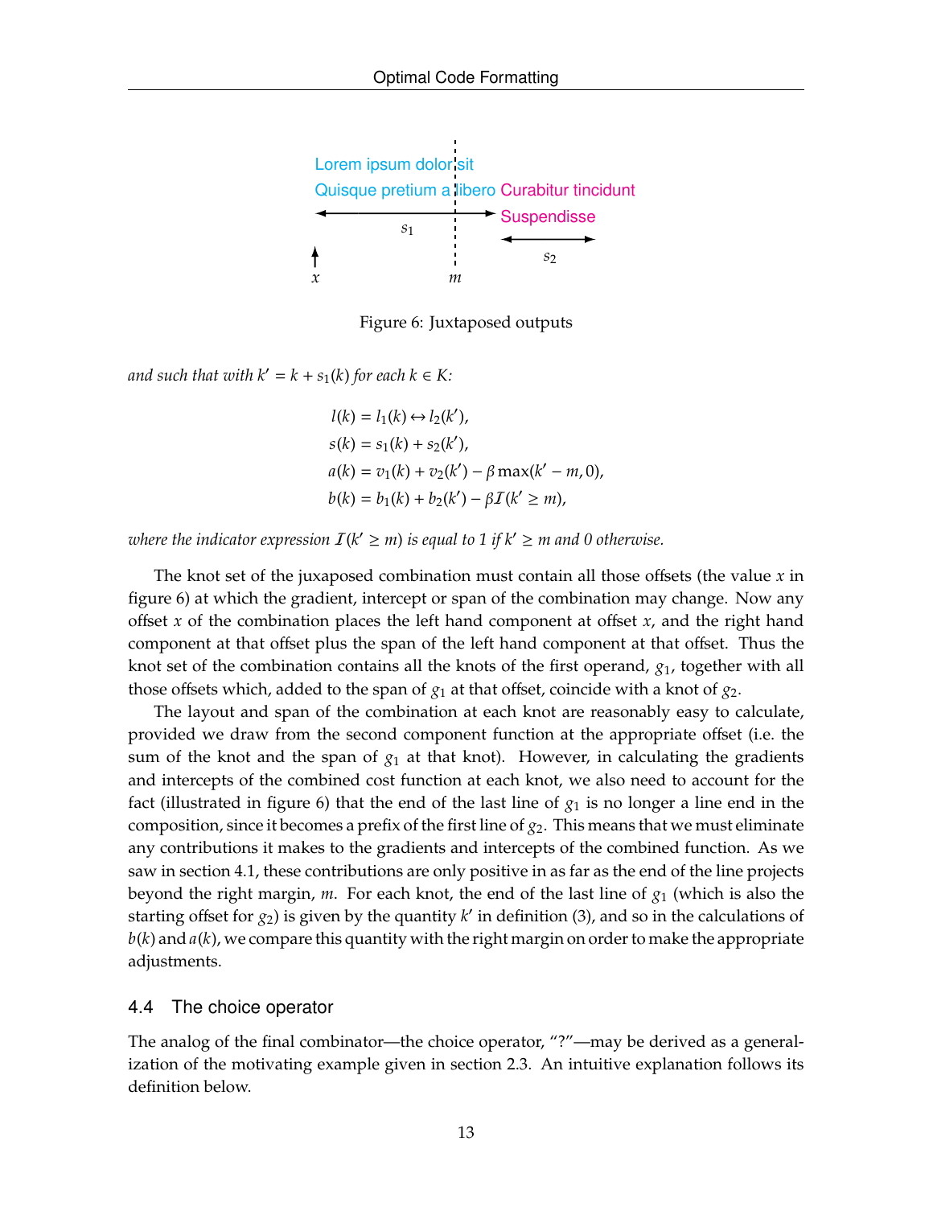Figure 6: Juxtaposed outputs

*and such that with $k' = k + s_1(k)$ for each $k \in K$:*

$$
\begin{aligned}
l(k) &= l_1(k) \leftrightarrow l_2(k'), \\
s(k) &= s_1(k) + s_2(k'), \\
a(k) &= v_1(k) + v_2(k') - \beta \max(k' - m, 0), \\
b(k) &= b_1(k) + b_2(k') - \beta \mathcal{I}(k' \geq m),
\end{aligned}
$$

*where the indicator expression $\mathcal{I}(k' \geq m)$ is equal to 1 if $k' \geq m$ and 0 otherwise.*

The knot set of the juxaposed combination must contain all those offsets (the value $x$ in figure 6) at which the gradient, intercept or span of the combination may change. Now any offset $x$ of the combination places the left hand component at offset $x$, and the right hand component at that offset plus the span of the left hand component at that offset. Thus the knot set of the combination contains all the knots of the first operand, $g_1$, together with all those offsets which, added to the span of $g_1$ at that offset, coincide with a knot of $g_2$.

The layout and span of the combination at each knot are reasonably easy to calculate, provided we draw from the second component function at the appropriate offset (i.e. the sum of the knot and the span of $g_1$ at that knot). However, in calculating the gradients and intercepts of the combined cost function at each knot, we also need to account for the fact (illustrated in figure 6) that the end of the last line of $g_1$ is no longer a line end in the composition, since it becomes a prefix of the first line of $g_2$. This means that we must eliminate any contributions it makes to the gradients and intercepts of the combined function. As we saw in section 4.1, these contributions are only positive in as far as the end of the line projects beyond the right margin, $m$. For each knot, the end of the last line of $g_1$ (which is also the starting offset for $g_2$) is given by the quantity $k'$ in definition (3), and so in the calculations of $b(k)$ and $a(k)$, we compare this quantity with the right margin on order to make the appropriate adjustments.

## 4.4 The choice operator

The analog of the final combinator—the choice operator, "?"—may be derived as a generalization of the motivating example given in section 2.3. An intuitive explanation follows its definition below.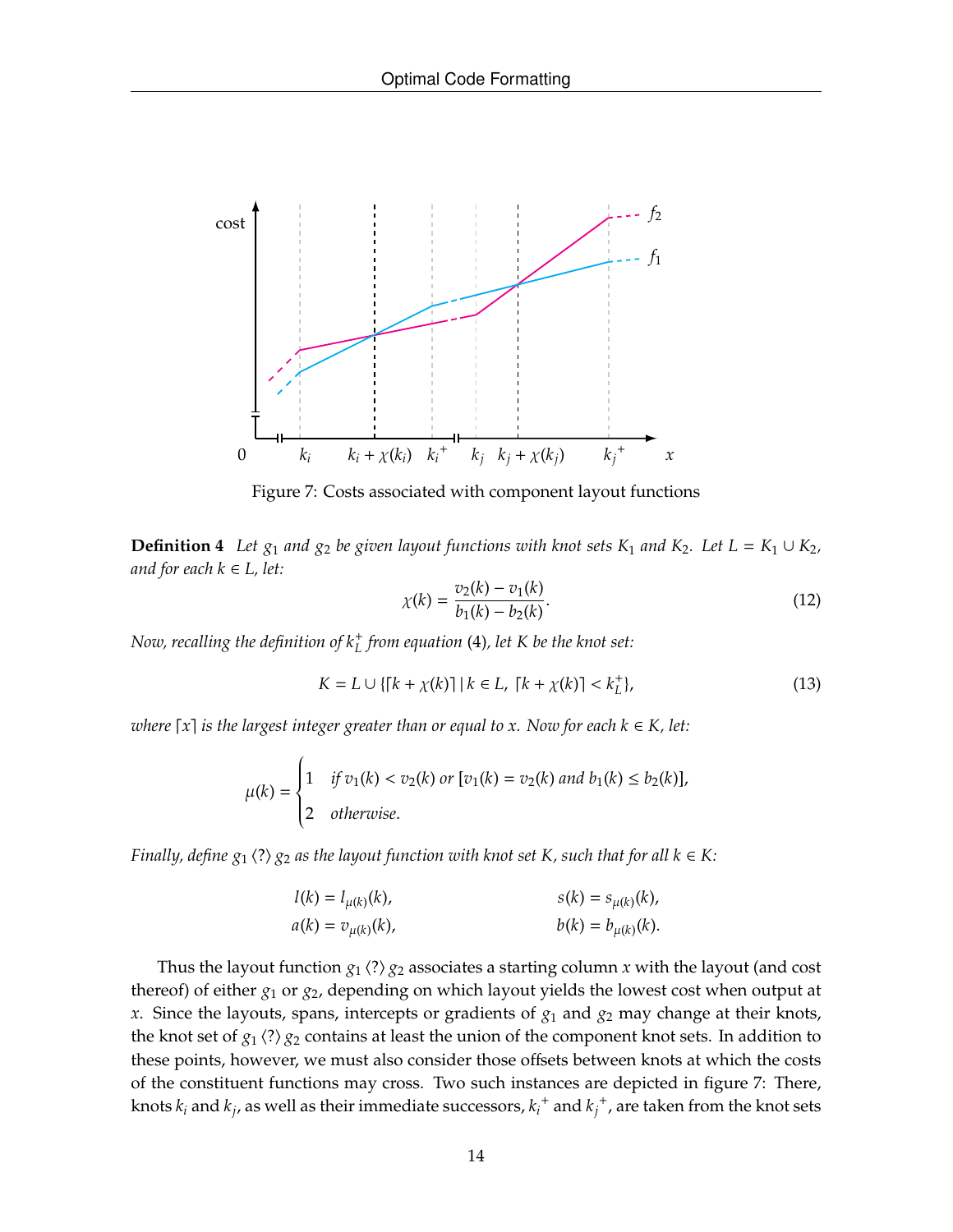Figure 7: Costs associated with component layout functions

**Definition 4** *Let $g_1$ and $g_2$ be given layout functions with knot sets $K_1$ and $K_2$. Let $L = K_1 \cup K_2$, and for each $k \in L$, let:*

$$\chi(k) = \frac{v_2(k) - v_1(k)}{b_1(k) - b_2(k)}. \tag{12}$$

*Now, recalling the definition of $k_L^+$ from equation (4), let $K$ be the knot set:*

$$K = L \cup \{\lceil k + \chi(k) \rceil \mid k \in L,\ \lceil k + \chi(k) \rceil < k_L^+\}, \tag{13}$$

*where $\lceil x \rceil$ is the largest integer greater than or equal to $x$. Now for each $k \in K$, let:*

$$\mu(k) = \begin{cases} 1 & \text{if } v_1(k) < v_2(k) \text{ or } [v_1(k) = v_2(k) \text{ and } b_1(k) \leq b_2(k)], \\ 2 & \text{otherwise.} \end{cases}$$

*Finally, define $g_1 \langle ? \rangle g_2$ as the layout function with knot set $K$, such that for all $k \in K$:*

$$l(k) = l_{\mu(k)}(k), \qquad s(k) = s_{\mu(k)}(k),$$
$$a(k) = v_{\mu(k)}(k), \qquad b(k) = b_{\mu(k)}(k).$$

Thus the layout function $g_1 \langle ? \rangle g_2$ associates a starting column $x$ with the layout (and cost thereof) of either $g_1$ or $g_2$, depending on which layout yields the lowest cost when output at $x$. Since the layouts, spans, intercepts or gradients of $g_1$ and $g_2$ may change at their knots, the knot set of $g_1 \langle ? \rangle g_2$ contains at least the union of the component knot sets. In addition to these points, however, we must also consider those offsets between knots at which the costs of the constituent functions may cross. Two such instances are depicted in figure 7: There, knots $k_i$ and $k_j$, as well as their immediate successors, $k_i^+$ and $k_j^+$, are taken from the knot sets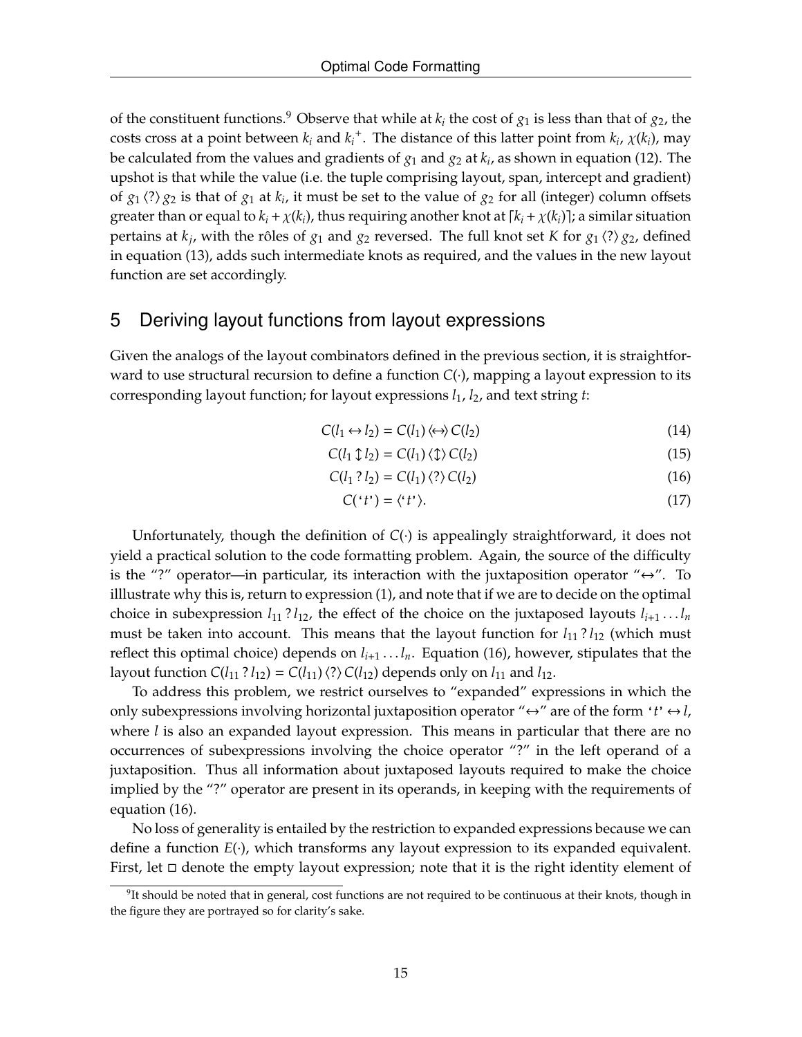of the constituent functions.[9] Observe that while at $k_i$ the cost of $g_1$ is less than that of $g_2$, the costs cross at a point between $k_i$ and ${k_i}^+$. The distance of this latter point from $k_i$, $\chi(k_i)$, may be calculated from the values and gradients of $g_1$ and $g_2$ at $k_i$, as shown in equation (12). The upshot is that while the value (i.e. the tuple comprising layout, span, intercept and gradient) of $g_1 \langle ? \rangle g_2$ is that of $g_1$ at $k_i$, it must be set to the value of $g_2$ for all (integer) column offsets greater than or equal to $k_i + \chi(k_i)$, thus requiring another knot at $\lceil k_i + \chi(k_i) \rceil$; a similar situation pertains at $k_j$, with the rôles of $g_1$ and $g_2$ reversed. The full knot set $K$ for $g_1 \langle ? \rangle g_2$, defined in equation (13), adds such intermediate knots as required, and the values in the new layout function are set accordingly.

## 5 Deriving layout functions from layout expressions

Given the analogs of the layout combinators defined in the previous section, it is straightforward to use structural recursion to define a function $C(\cdot)$, mapping a layout expression to its corresponding layout function; for layout expressions $l_1$, $l_2$, and text string $t$:

$$C(l_1 \leftrightarrow l_2) = C(l_1) \langle \leftrightarrow \rangle C(l_2) \tag{14}$$

$$C(l_1 \updownarrow l_2) = C(l_1) \langle \updownarrow \rangle C(l_2) \tag{15}$$

$$C(l_1 \mathbin{?} l_2) = C(l_1) \langle ? \rangle C(l_2) \tag{16}$$

$$C(\text{'}t\text{'}) = \langle \text{'}t\text{'} \rangle. \tag{17}$$

Unfortunately, though the definition of $C(\cdot)$ is appealingly straightforward, it does not yield a practical solution to the code formatting problem. Again, the source of the difficulty is the "?" operator—in particular, its interaction with the juxtaposition operator "$\leftrightarrow$". To illlustrate why this is, return to expression (1), and note that if we are to decide on the optimal choice in subexpression $l_{11} \mathbin{?} l_{12}$, the effect of the choice on the juxtaposed layouts $l_{i+1} \dots l_n$ must be taken into account. This means that the layout function for $l_{11} \mathbin{?} l_{12}$ (which must reflect this optimal choice) depends on $l_{i+1} \dots l_n$. Equation (16), however, stipulates that the layout function $C(l_{11} \mathbin{?} l_{12}) = C(l_{11}) \langle ? \rangle C(l_{12})$ depends only on $l_{11}$ and $l_{12}$.

To address this problem, we restrict ourselves to "expanded" expressions in which the only subexpressions involving horizontal juxtaposition operator "$\leftrightarrow$" are of the form '$t$' $\leftrightarrow l$, where $l$ is also an expanded layout expression. This means in particular that there are no occurrences of subexpressions involving the choice operator "?" in the left operand of a juxtaposition. Thus all information about juxtaposed layouts required to make the choice implied by the "?" operator are present in its operands, in keeping with the requirements of equation (16).

No loss of generality is entailed by the restriction to expanded expressions because we can define a function $E(\cdot)$, which transforms any layout expression to its expanded equivalent. First, let $\square$ denote the empty layout expression; note that it is the right identity element of

[9] It should be noted that in general, cost functions are not required to be continuous at their knots, though in the figure they are portrayed so for clarity's sake.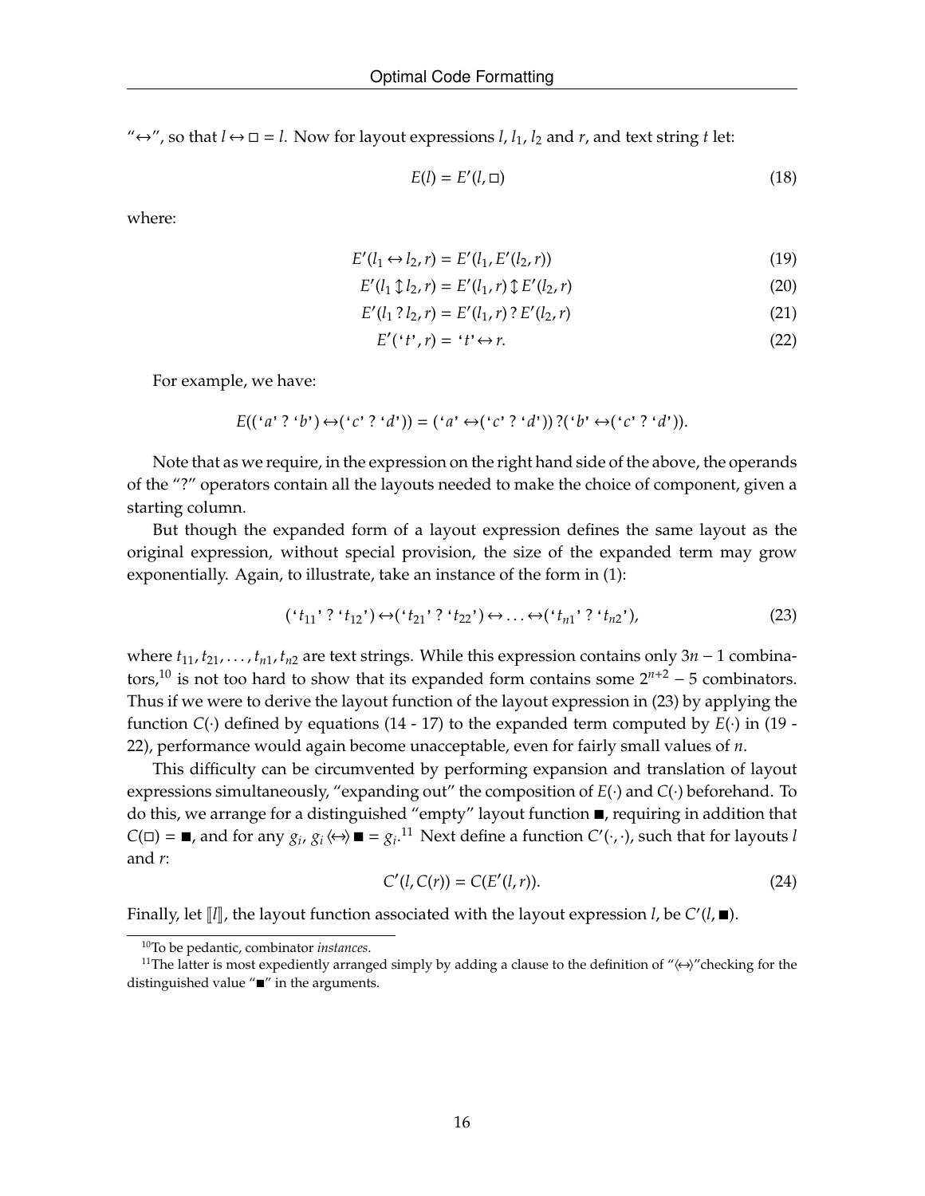"$\leftrightarrow$", so that $l \leftrightarrow \square = l$. Now for layout expressions $l$, $l_1$, $l_2$ and $r$, and text string $t$ let:

$$E(l) = E'(l, \square) \tag{18}$$

where:

$$E'(l_1 \leftrightarrow l_2, r) = E'(l_1, E'(l_2, r)) \tag{19}$$

$$E'(l_1 \updownarrow l_2, r) = E'(l_1, r) \updownarrow E'(l_2, r) \tag{20}$$

$$E'(l_1 \,?\, l_2, r) = E'(l_1, r) \,?\, E'(l_2, r) \tag{21}$$

$$E'(\text{‘}t\text{’}, r) = \text{‘}t\text{’} \leftrightarrow r. \tag{22}$$

For example, we have:

$$E((\text{‘}a\text{’} \,?\, \text{‘}b\text{’}) \leftrightarrow (\text{‘}c\text{’} \,?\, \text{‘}d\text{’})) = (\text{‘}a\text{’} \leftrightarrow (\text{‘}c\text{’} \,?\, \text{‘}d\text{’})) \,?\, (\text{‘}b\text{’} \leftrightarrow (\text{‘}c\text{’} \,?\, \text{‘}d\text{’})).$$

Note that as we require, in the expression on the right hand side of the above, the operands of the "?" operators contain all the layouts needed to make the choice of component, given a starting column.

But though the expanded form of a layout expression defines the same layout as the original expression, without special provision, the size of the expanded term may grow exponentially. Again, to illustrate, take an instance of the form in (1):

$$(\text{‘}t_{11}\text{’} \,?\, \text{‘}t_{12}\text{’}) \leftrightarrow (\text{‘}t_{21}\text{’} \,?\, \text{‘}t_{22}\text{’}) \leftrightarrow \ldots \leftrightarrow (\text{‘}t_{n1}\text{’} \,?\, \text{‘}t_{n2}\text{’}), \tag{23}$$

where $t_{11}, t_{21}, \ldots, t_{n1}, t_{n2}$ are text strings. While this expression contains only $3n - 1$ combinators,[10] is not too hard to show that its expanded form contains some $2^{n+2} - 5$ combinators. Thus if we were to derive the layout function of the layout expression in (23) by applying the function $C(\cdot)$ defined by equations (14 - 17) to the expanded term computed by $E(\cdot)$ in (19 - 22), performance would again become unacceptable, even for fairly small values of $n$.

This difficulty can be circumvented by performing expansion and translation of layout expressions simultaneously, "expanding out" the composition of $E(\cdot)$ and $C(\cdot)$ beforehand. To do this, we arrange for a distinguished "empty" layout function $\blacksquare$, requiring in addition that $C(\square) = \blacksquare$, and for any $g_i$, $g_i \langle\leftrightarrow\rangle \blacksquare = g_i$.[11] Next define a function $C'(\cdot, \cdot)$, such that for layouts $l$ and $r$:

$$C'(l, C(r)) = C(E'(l, r)). \tag{24}$$

Finally, let $[\![l]\!]$, the layout function associated with the layout expression $l$, be $C'(l, \blacksquare)$.

[10] To be pedantic, combinator *instances*.

[11] The latter is most expediently arranged simply by adding a clause to the definition of "$\langle\leftrightarrow\rangle$" checking for the distinguished value "$\blacksquare$" in the arguments.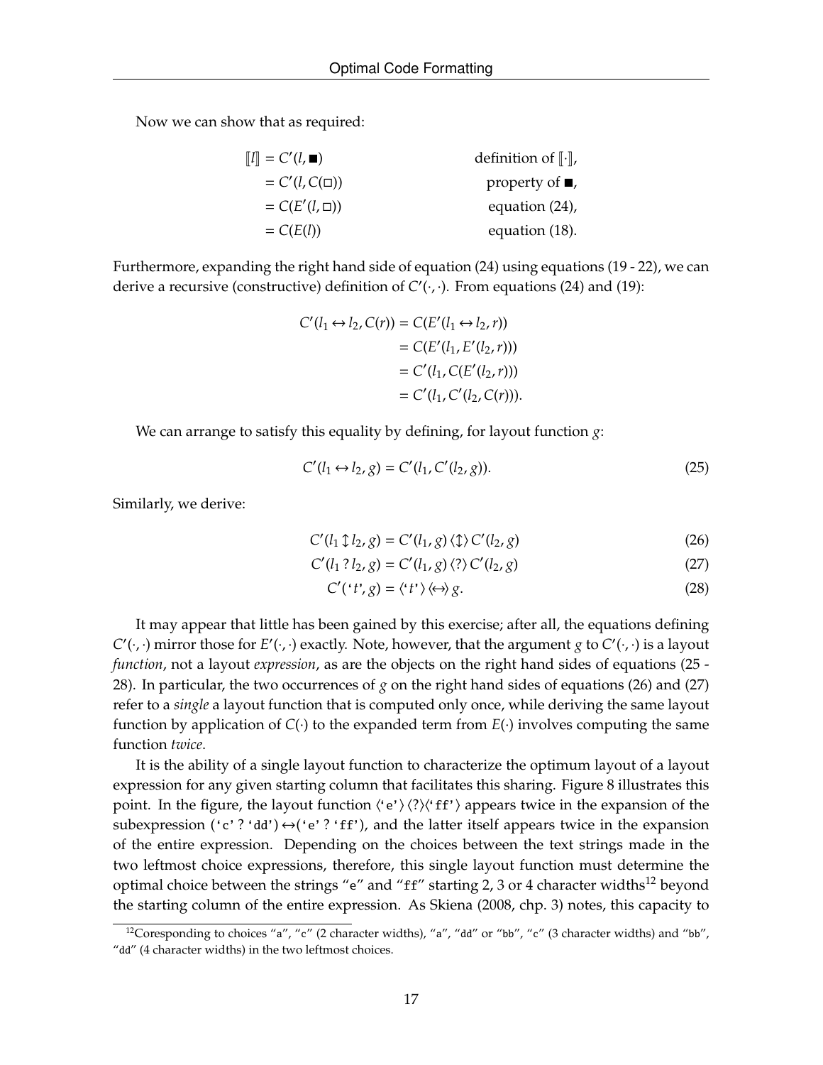Now we can show that as required:

$$
\begin{aligned}
[\![l]\!] &= C'(l, \blacksquare) && \text{definition of } [\![\cdot]\!], \\
&= C'(l, C(\square)) && \text{property of } \blacksquare, \\
&= C(E'(l, \square)) && \text{equation (24)}, \\
&= C(E(l)) && \text{equation (18)}.
\end{aligned}
$$

Furthermore, expanding the right hand side of equation (24) using equations (19 - 22), we can derive a recursive (constructive) definition of $C'(\cdot, \cdot)$. From equations (24) and (19):

$$
\begin{aligned}
C'(l_1 \leftrightarrow l_2, C(r)) &= C(E'(l_1 \leftrightarrow l_2, r)) \\
&= C(E'(l_1, E'(l_2, r))) \\
&= C'(l_1, C(E'(l_2, r))) \\
&= C'(l_1, C'(l_2, C(r))).
\end{aligned}
$$

We can arrange to satisfy this equality by defining, for layout function $g$:

$$
C'(l_1 \leftrightarrow l_2, g) = C'(l_1, C'(l_2, g)). \tag{25}
$$

Similarly, we derive:

$$
C'(l_1 \updownarrow l_2, g) = C'(l_1, g) \langle \updownarrow \rangle C'(l_2, g) \tag{26}
$$

$$
C'(l_1 \mathbin{?} l_2, g) = C'(l_1, g) \langle ? \rangle C'(l_2, g) \tag{27}
$$

$$
C'(\text{'}t\text{'}, g) = \langle \text{'}t\text{'} \rangle \langle \leftrightarrow \rangle g. \tag{28}
$$

It may appear that little has been gained by this exercise; after all, the equations defining $C'(\cdot, \cdot)$ mirror those for $E'(\cdot, \cdot)$ exactly. Note, however, that the argument $g$ to $C'(\cdot, \cdot)$ is a layout *function*, not a layout *expression*, as are the objects on the right hand sides of equations (25 - 28). In particular, the two occurrences of $g$ on the right hand sides of equations (26) and (27) refer to a *single* a layout function that is computed only once, while deriving the same layout function by application of $C(\cdot)$ to the expanded term from $E(\cdot)$ involves computing the same function *twice*.

It is the ability of a single layout function to characterize the optimum layout of a layout expression for any given starting column that facilitates this sharing. Figure 8 illustrates this point. In the figure, the layout function $\langle$`'e'`$\rangle \langle ? \rangle \langle$`'ff'`$\rangle$ appears twice in the expansion of the subexpression (`'c'` ? `'dd'`) $\leftrightarrow$ (`'e'` ? `'ff'`), and the latter itself appears twice in the expansion of the entire expression. Depending on the choices between the text strings made in the two leftmost choice expressions, therefore, this single layout function must determine the optimal choice between the strings "`e`" and "`ff`" starting 2, 3 or 4 character widths[12] beyond the starting column of the entire expression. As Skiena (2008, chp. 3) notes, this capacity to

[12] Coresponding to choices "`a`", "`c`" (2 character widths), "`a`", "`dd`" or "`bb`", "`c`" (3 character widths) and "`bb`", "`dd`" (4 character widths) in the two leftmost choices.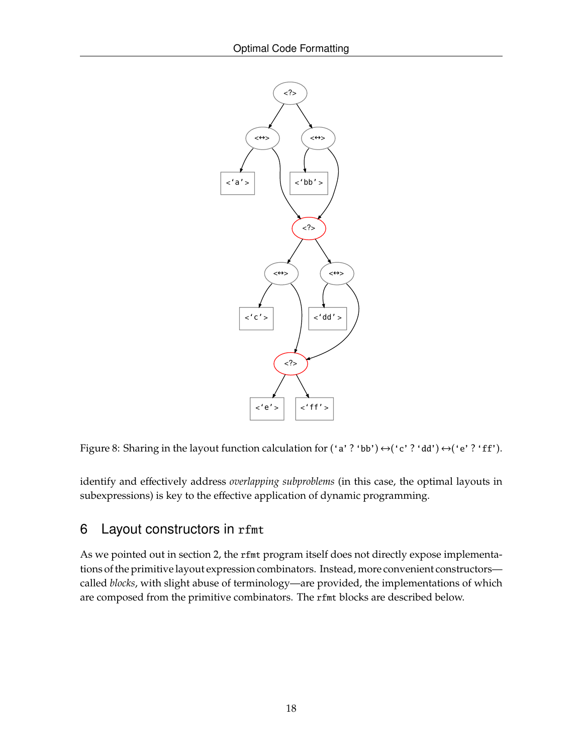Figure 8: Sharing in the layout function calculation for (`'a'` ? `'bb'`) ↔(`'c'` ? `'dd'`) ↔(`'e'` ? `'ff'`).

identify and effectively address *overlapping subproblems* (in this case, the optimal layouts in subexpressions) is key to the effective application of dynamic programming.

## 6 Layout constructors in `rfmt`

As we pointed out in section 2, the `rfmt` program itself does not directly expose implementations of the primitive layout expression combinators. Instead, more convenient constructors—called *blocks*, with slight abuse of terminology—are provided, the implementations of which are composed from the primitive combinators. The `rfmt` blocks are described below.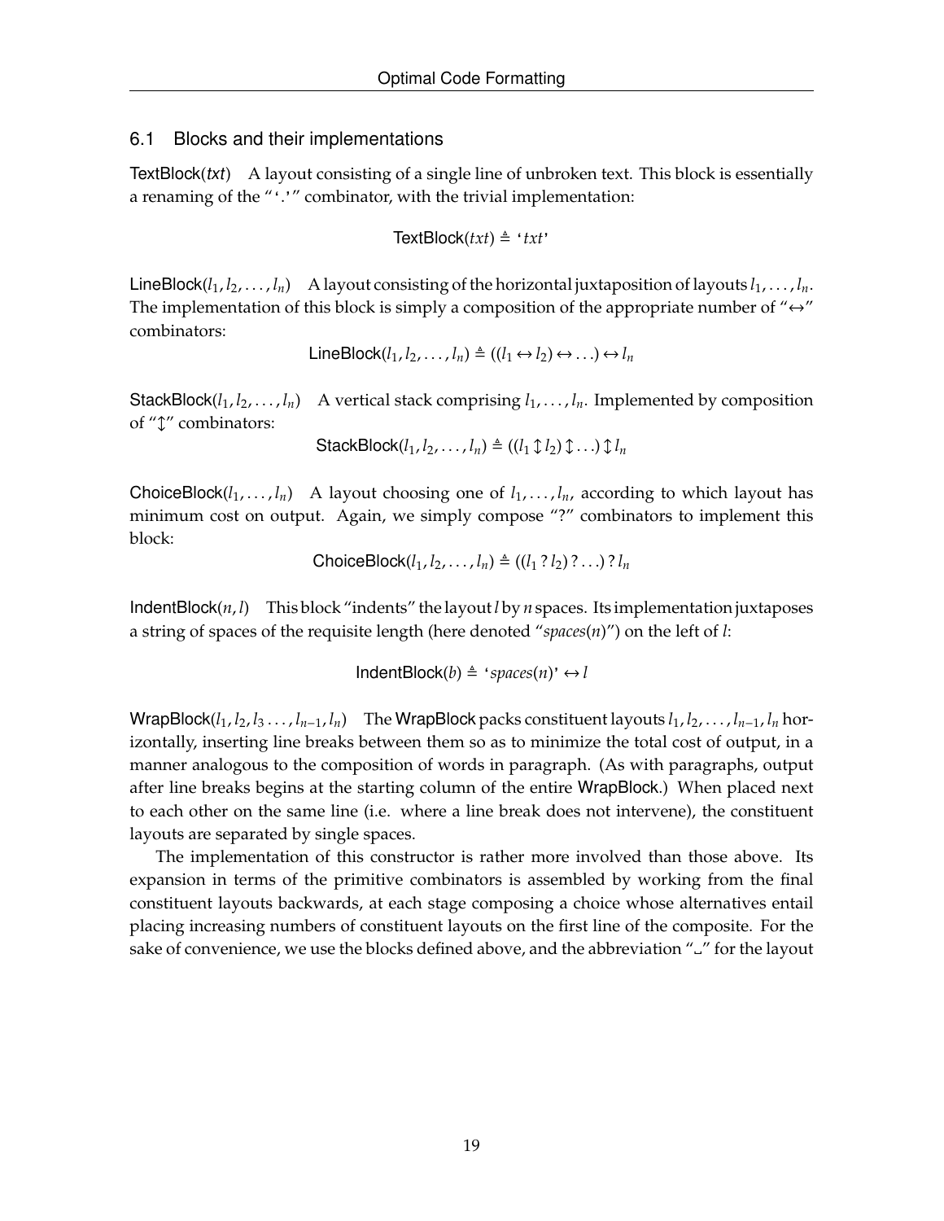## 6.1 Blocks and their implementations

TextBlock(*txt*) A layout consisting of a single line of unbroken text. This block is essentially a renaming of the "'.'" combinator, with the trivial implementation:

$$\text{TextBlock}(txt) \triangleq \text{`}txt\text{'}$$

LineBlock($l_1, l_2, \ldots, l_n$) A layout consisting of the horizontal juxtaposition of layouts $l_1, \ldots, l_n$. The implementation of this block is simply a composition of the appropriate number of "$\leftrightarrow$" combinators:

$$\text{LineBlock}(l_1, l_2, \ldots, l_n) \triangleq ((l_1 \leftrightarrow l_2) \leftrightarrow \ldots) \leftrightarrow l_n$$

StackBlock($l_1, l_2, \ldots, l_n$) A vertical stack comprising $l_1, \ldots, l_n$. Implemented by composition of "$\updownarrow$" combinators:

$$\text{StackBlock}(l_1, l_2, \ldots, l_n) \triangleq ((l_1 \updownarrow l_2) \updownarrow \ldots) \updownarrow l_n$$

ChoiceBlock($l_1, \ldots, l_n$) A layout choosing one of $l_1, \ldots, l_n$, according to which layout has minimum cost on output. Again, we simply compose "?" combinators to implement this block:

$$\text{ChoiceBlock}(l_1, l_2, \ldots, l_n) \triangleq ((l_1 \,?\, l_2) \,?\, \ldots) \,?\, l_n$$

IndentBlock($n, l$) This block "indents" the layout $l$ by $n$ spaces. Its implementation juxtaposes a string of spaces of the requisite length (here denoted "*spaces*($n$)") on the left of $l$:

$$\text{IndentBlock}(b) \triangleq \text{`}spaces(n)\text{'} \leftrightarrow l$$

WrapBlock($l_1, l_2, l_3 \ldots, l_{n-1}, l_n$) The WrapBlock packs constituent layouts $l_1, l_2, \ldots, l_{n-1}, l_n$ horizontally, inserting line breaks between them so as to minimize the total cost of output, in a manner analogous to the composition of words in paragraph. (As with paragraphs, output after line breaks begins at the starting column of the entire WrapBlock.) When placed next to each other on the same line (i.e. where a line break does not intervene), the constituent layouts are separated by single spaces.

The implementation of this constructor is rather more involved than those above. Its expansion in terms of the primitive combinators is assembled by working from the final constituent layouts backwards, at each stage composing a choice whose alternatives entail placing increasing numbers of constituent layouts on the first line of the composite. For the sake of convenience, we use the blocks defined above, and the abbreviation "␣" for the layout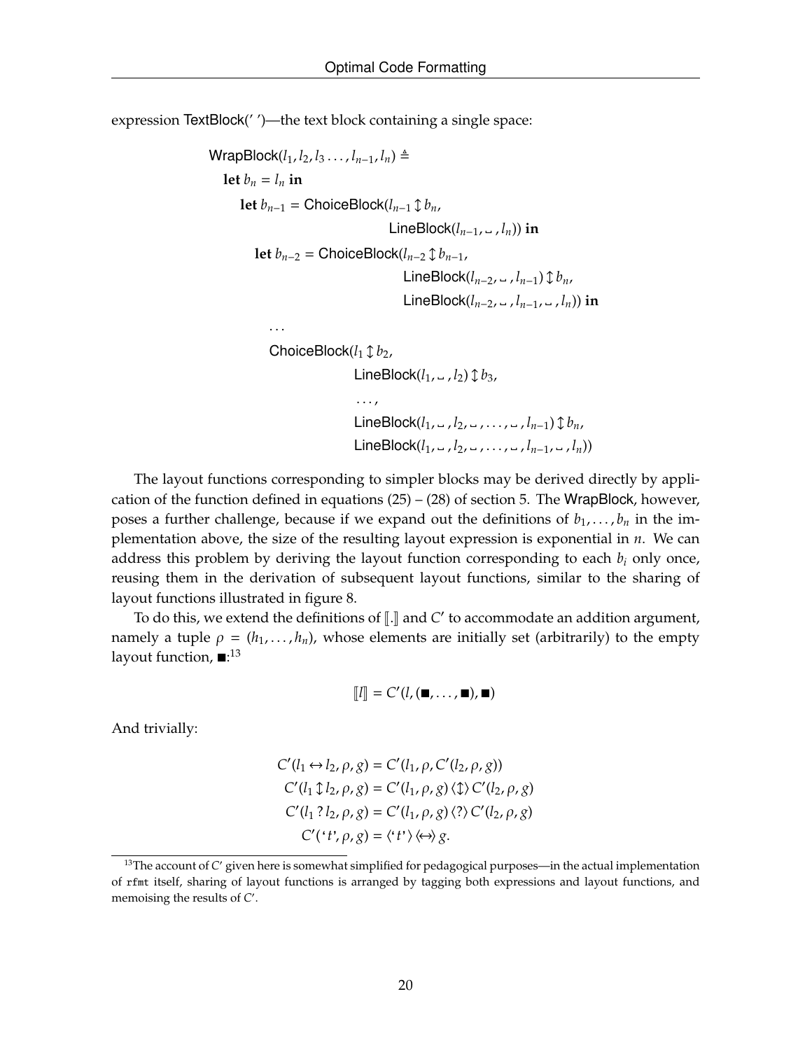expression TextBlock(' ')—the text block containing a single space:

$$
\begin{aligned}
&\mathsf{WrapBlock}(l_1, l_2, l_3 \ldots, l_{n-1}, l_n) \triangleq \\
&\quad \textbf{let } b_n = l_n \textbf{ in} \\
&\quad\quad \textbf{let } b_{n-1} = \mathsf{ChoiceBlock}(l_{n-1} \updownarrow b_n, \\
&\qquad\qquad\qquad\qquad\qquad \mathsf{LineBlock}(l_{n-1}, \text{␣}, l_n)) \textbf{ in} \\
&\quad\quad\quad \textbf{let } b_{n-2} = \mathsf{ChoiceBlock}(l_{n-2} \updownarrow b_{n-1}, \\
&\qquad\qquad\qquad\qquad\qquad\quad \mathsf{LineBlock}(l_{n-2}, \text{␣}, l_{n-1}) \updownarrow b_n, \\
&\qquad\qquad\qquad\qquad\qquad\quad \mathsf{LineBlock}(l_{n-2}, \text{␣}, l_{n-1}, \text{␣}, l_n)) \textbf{ in} \\
&\qquad\quad \ldots \\
&\qquad\quad \mathsf{ChoiceBlock}(l_1 \updownarrow b_2, \\
&\qquad\qquad\qquad\quad \mathsf{LineBlock}(l_1, \text{␣}, l_2) \updownarrow b_3, \\
&\qquad\qquad\qquad\quad \ldots, \\
&\qquad\qquad\qquad\quad \mathsf{LineBlock}(l_1, \text{␣}, l_2, \text{␣}, \ldots, \text{␣}, l_{n-1}) \updownarrow b_n, \\
&\qquad\qquad\qquad\quad \mathsf{LineBlock}(l_1, \text{␣}, l_2, \text{␣}, \ldots, \text{␣}, l_{n-1}, \text{␣}, l_n))
\end{aligned}
$$

The layout functions corresponding to simpler blocks may be derived directly by application of the function defined in equations (25) – (28) of section 5. The WrapBlock, however, poses a further challenge, because if we expand out the definitions of $b_1, \ldots, b_n$ in the implementation above, the size of the resulting layout expression is exponential in $n$. We can address this problem by deriving the layout function corresponding to each $b_i$ only once, reusing them in the derivation of subsequent layout functions, similar to the sharing of layout functions illustrated in figure 8.

To do this, we extend the definitions of $[\![.]\!]$ and $C'$ to accommodate an addition argument, namely a tuple $\rho = (h_1, \ldots, h_n)$, whose elements are initially set (arbitrarily) to the empty layout function, $\blacksquare$:[13]

$$[\![l]\!] = C'(l, (\blacksquare, \ldots, \blacksquare), \blacksquare)$$

And trivially:

$$
\begin{aligned}
C'(l_1 \leftrightarrow l_2, \rho, g) &= C'(l_1, \rho, C'(l_2, \rho, g)) \\
C'(l_1 \updownarrow l_2, \rho, g) &= C'(l_1, \rho, g) \langle\updownarrow\rangle C'(l_2, \rho, g) \\
C'(l_1 \,?\, l_2, \rho, g) &= C'(l_1, \rho, g) \langle ? \rangle C'(l_2, \rho, g) \\
C'(\text{`}t\text{'}, \rho, g) &= \langle \text{`}t\text{'} \rangle \langle\leftrightarrow\rangle g.
\end{aligned}
$$

[13] The account of $C'$ given here is somewhat simplified for pedagogical purposes—in the actual implementation of `rfmt` itself, sharing of layout functions is arranged by tagging both expressions and layout functions, and memoising the results of $C'$.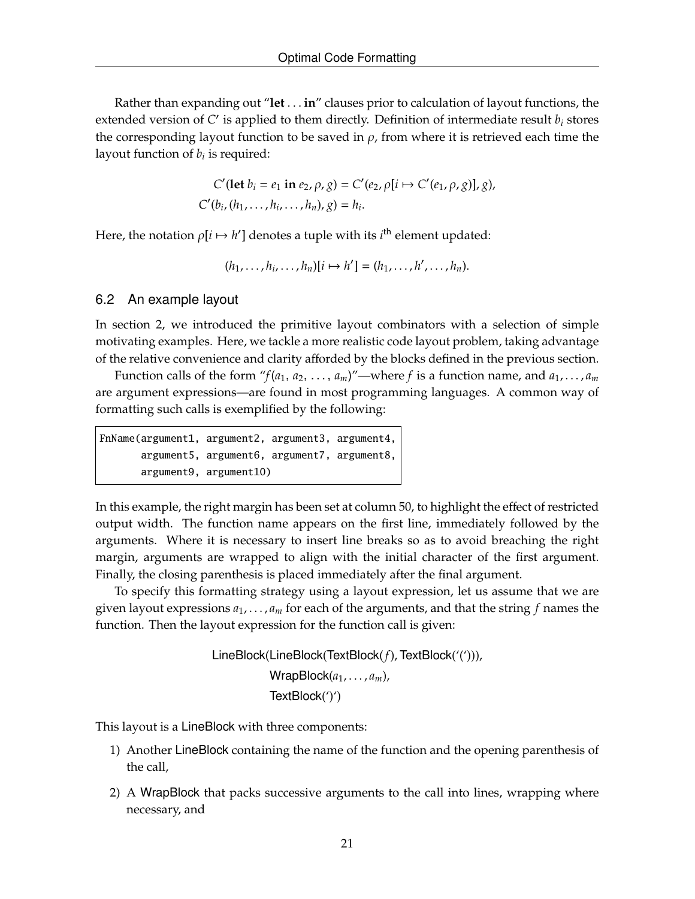Rather than expanding out "**let** . . . **in**" clauses prior to calculation of layout functions, the extended version of $C'$ is applied to them directly. Definition of intermediate result $b_i$ stores the corresponding layout function to be saved in $\rho$, from where it is retrieved each time the layout function of $b_i$ is required:

$$C'(\textbf{let } b_i = e_1 \textbf{ in } e_2, \rho, g) = C'(e_2, \rho[i \mapsto C'(e_1, \rho, g)], g),$$
$$C'(b_i, (h_1, \ldots, h_i, \ldots, h_n), g) = h_i.$$

Here, the notation $\rho[i \mapsto h']$ denotes a tuple with its $i^{\text{th}}$ element updated:

$$(h_1, \ldots, h_i, \ldots, h_n)[i \mapsto h'] = (h_1, \ldots, h', \ldots, h_n).$$

## 6.2 An example layout

In section 2, we introduced the primitive layout combinators with a selection of simple motivating examples. Here, we tackle a more realistic code layout problem, taking advantage of the relative convenience and clarity afforded by the blocks defined in the previous section.

Function calls of the form "$f(a_1, a_2, \ldots, a_m)$"—where $f$ is a function name, and $a_1, \ldots, a_m$ are argument expressions—are found in most programming languages. A common way of formatting such calls is exemplified by the following:

```
FnName(argument1, argument2, argument3, argument4,
       argument5, argument6, argument7, argument8,
       argument9, argument10)
```

In this example, the right margin has been set at column 50, to highlight the effect of restricted output width. The function name appears on the first line, immediately followed by the arguments. Where it is necessary to insert line breaks so as to avoid breaching the right margin, arguments are wrapped to align with the initial character of the first argument. Finally, the closing parenthesis is placed immediately after the final argument.

To specify this formatting strategy using a layout expression, let us assume that we are given layout expressions $a_1, \ldots, a_m$ for each of the arguments, and that the string $f$ names the function. Then the layout expression for the function call is given:

$$\begin{aligned}\mathsf{LineBlock}(&\mathsf{LineBlock}(\mathsf{TextBlock}(f), \mathsf{TextBlock}(\text{'('})),\\ &\mathsf{WrapBlock}(a_1, \ldots, a_m),\\ &\mathsf{TextBlock}(\text{')'})\end{aligned}$$

This layout is a LineBlock with three components:

1) Another LineBlock containing the name of the function and the opening parenthesis of the call,

2) A WrapBlock that packs successive arguments to the call into lines, wrapping where necessary, and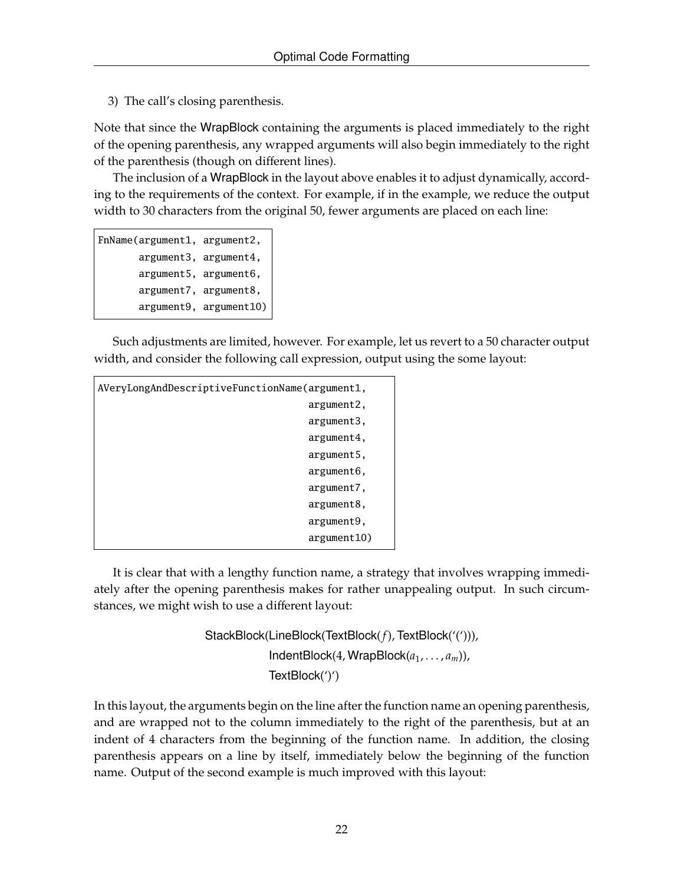3) The call's closing parenthesis.

Note that since the WrapBlock containing the arguments is placed immediately to the right of the opening parenthesis, any wrapped arguments will also begin immediately to the right of the parenthesis (though on different lines).

The inclusion of a WrapBlock in the layout above enables it to adjust dynamically, according to the requirements of the context. For example, if in the example, we reduce the output width to 30 characters from the original 50, fewer arguments are placed on each line:

```
FnName(argument1, argument2,
       argument3, argument4,
       argument5, argument6,
       argument7, argument8,
       argument9, argument10)
```

Such adjustments are limited, however. For example, let us revert to a 50 character output width, and consider the following call expression, output using the some layout:

```
AVeryLongAndDescriptiveFunctionName(argument1,
                                    argument2,
                                    argument3,
                                    argument4,
                                    argument5,
                                    argument6,
                                    argument7,
                                    argument8,
                                    argument9,
                                    argument10)
```

It is clear that with a lengthy function name, a strategy that involves wrapping immediately after the opening parenthesis makes for rather unappealing output. In such circumstances, we might wish to use a different layout:

$$
\begin{aligned}
\text{StackBlock}(&\text{LineBlock}(\text{TextBlock}(f), \text{TextBlock}(\text{'('})),\\
&\text{IndentBlock}(4, \text{WrapBlock}(a_1, \ldots, a_m)),\\
&\text{TextBlock}(\text{')'})
\end{aligned}
$$

In this layout, the arguments begin on the line after the function name an opening parenthesis, and are wrapped not to the column immediately to the right of the parenthesis, but at an indent of 4 characters from the beginning of the function name. In addition, the closing parenthesis appears on a line by itself, immediately below the beginning of the function name. Output of the second example is much improved with this layout: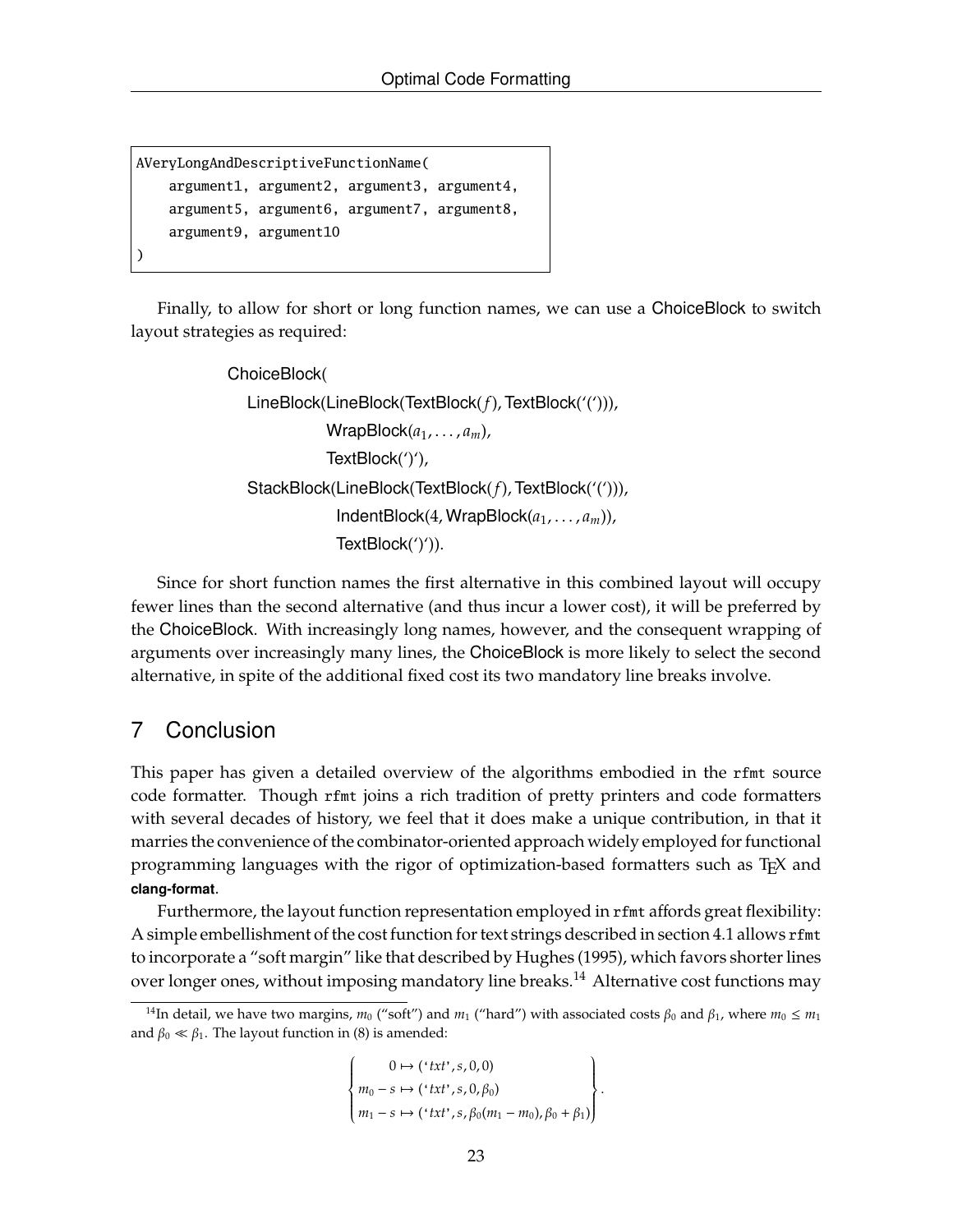```
AVeryLongAndDescriptiveFunctionName(
    argument1, argument2, argument3, argument4,
    argument5, argument6, argument7, argument8,
    argument9, argument10
)
```

Finally, to allow for short or long function names, we can use a ChoiceBlock to switch layout strategies as required:

```
ChoiceBlock(
  LineBlock(LineBlock(TextBlock(f), TextBlock('(')),
            WrapBlock(a_1, ..., a_m),
            TextBlock(')'),
  StackBlock(LineBlock(TextBlock(f), TextBlock('(')),
             IndentBlock(4, WrapBlock(a_1, ..., a_m)),
             TextBlock(')')).
```

Since for short function names the first alternative in this combined layout will occupy fewer lines than the second alternative (and thus incur a lower cost), it will be preferred by the ChoiceBlock. With increasingly long names, however, and the consequent wrapping of arguments over increasingly many lines, the ChoiceBlock is more likely to select the second alternative, in spite of the additional fixed cost its two mandatory line breaks involve.

## 7 Conclusion

This paper has given a detailed overview of the algorithms embodied in the `rfmt` source code formatter. Though `rfmt` joins a rich tradition of pretty printers and code formatters with several decades of history, we feel that it does make a unique contribution, in that it marries the convenience of the combinator-oriented approach widely employed for functional programming languages with the rigor of optimization-based formatters such as TeX and **clang-format**.

Furthermore, the layout function representation employed in `rfmt` affords great flexibility: A simple embellishment of the cost function for text strings described in section 4.1 allows `rfmt` to incorporate a "soft margin" like that described by Hughes (1995), which favors shorter lines over longer ones, without imposing mandatory line breaks.[14] Alternative cost functions may

[14]In detail, we have two margins, $m_0$ ("soft") and $m_1$ ("hard") with associated costs $\beta_0$ and $\beta_1$, where $m_0 \le m_1$ and $\beta_0 \ll \beta_1$. The layout function in (8) is amended:

$$\left\{ \begin{array}{l} 0 \mapsto (\text{'}txt\text{'}, s, 0, 0) \\ m_0 - s \mapsto (\text{'}txt\text{'}, s, 0, \beta_0) \\ m_1 - s \mapsto (\text{'}txt\text{'}, s, \beta_0(m_1 - m_0), \beta_0 + \beta_1) \end{array} \right\}.$$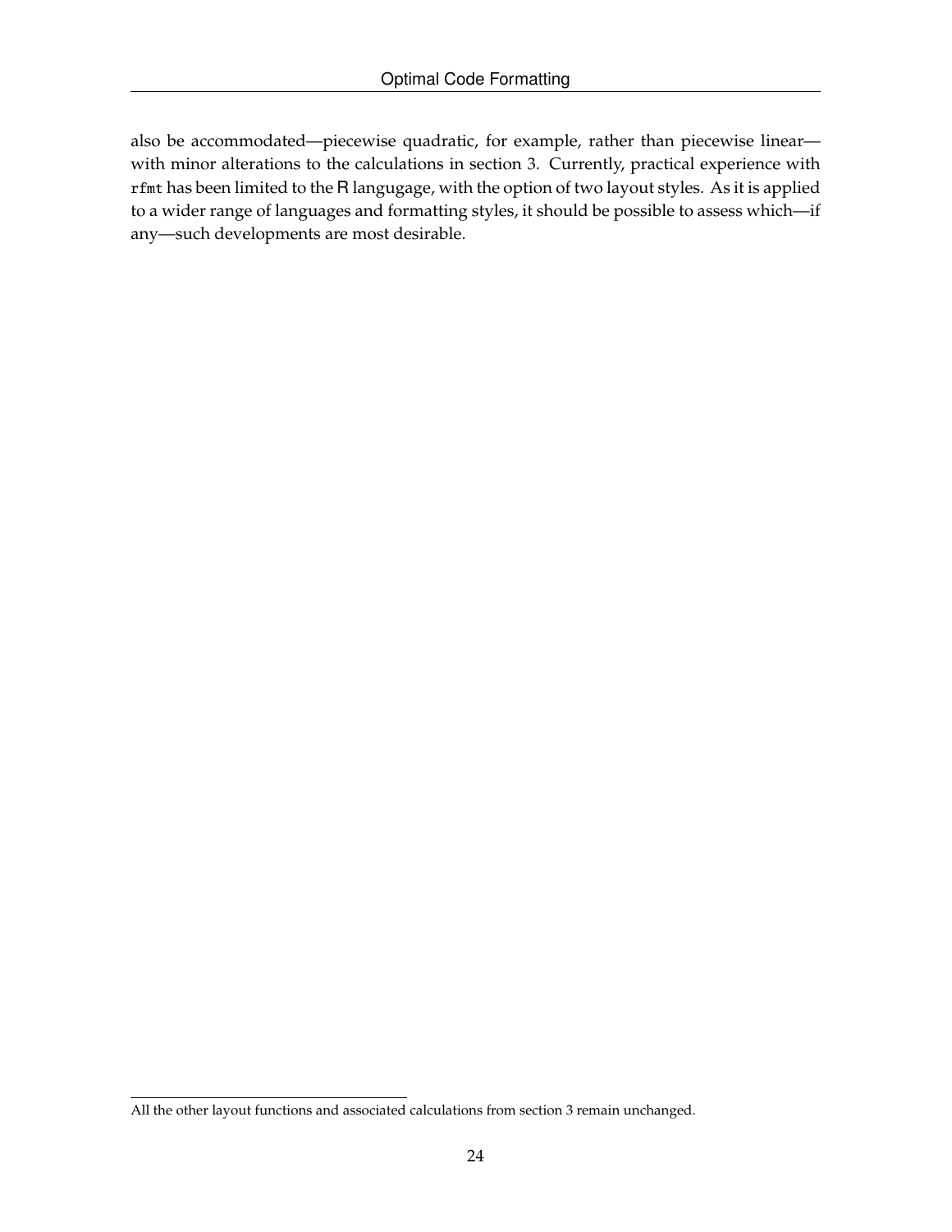also be accommodated—piecewise quadratic, for example, rather than piecewise linear—with minor alterations to the calculations in section 3. Currently, practical experience with `rfmt` has been limited to the R langugage, with the option of two layout styles. As it is applied to a wider range of languages and formatting styles, it should be possible to assess which—if any—such developments are most desirable.

---

All the other layout functions and associated calculations from section 3 remain unchanged.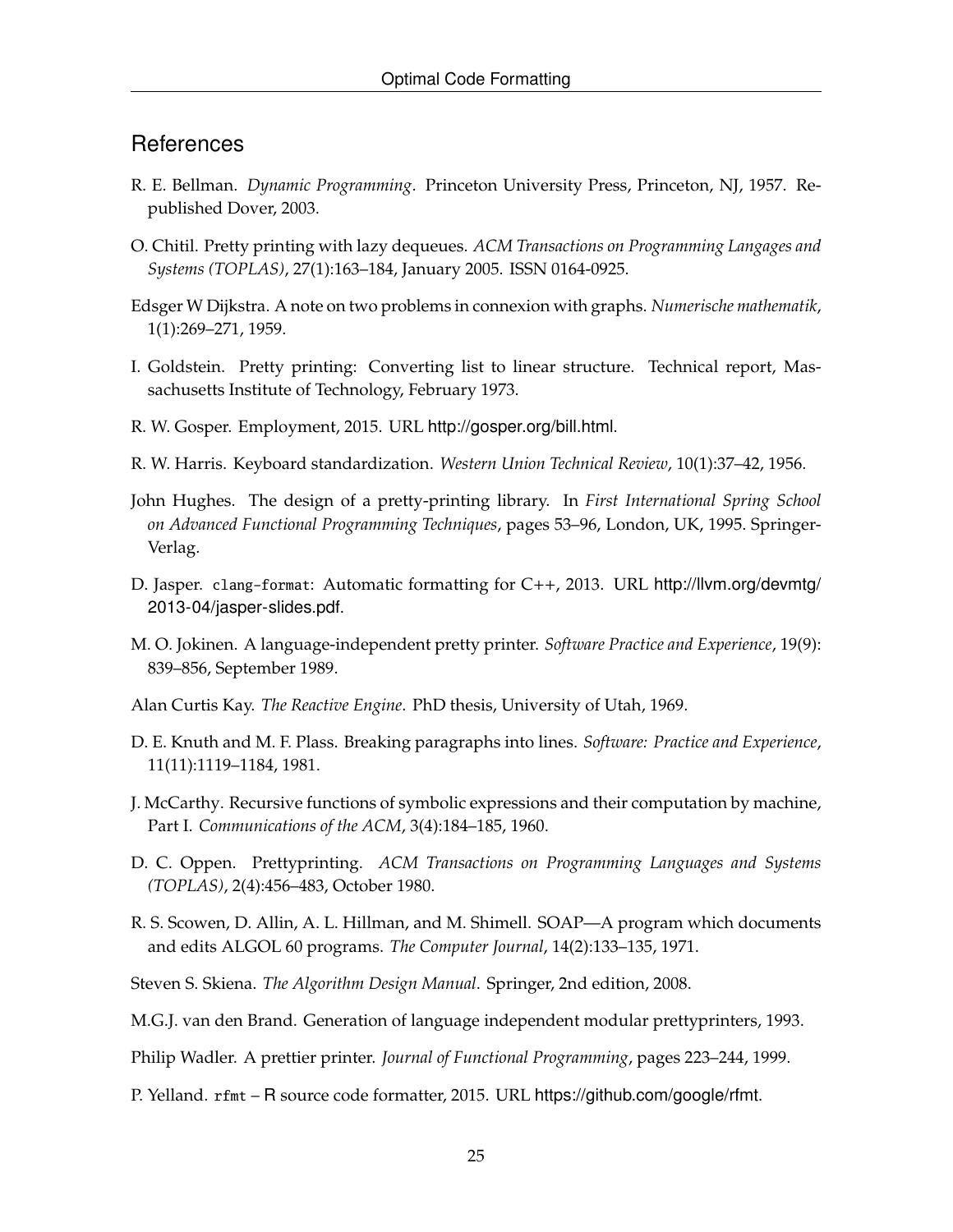## References

R. E. Bellman. *Dynamic Programming*. Princeton University Press, Princeton, NJ, 1957. Republished Dover, 2003.

O. Chitil. Pretty printing with lazy dequeues. *ACM Transactions on Programming Langages and Systems (TOPLAS)*, 27(1):163–184, January 2005. ISSN 0164-0925.

Edsger W Dijkstra. A note on two problems in connexion with graphs. *Numerische mathematik*, 1(1):269–271, 1959.

I. Goldstein. Pretty printing: Converting list to linear structure. Technical report, Massachusetts Institute of Technology, February 1973.

R. W. Gosper. Employment, 2015. URL http://gosper.org/bill.html.

R. W. Harris. Keyboard standardization. *Western Union Technical Review*, 10(1):37–42, 1956.

John Hughes. The design of a pretty-printing library. In *First International Spring School on Advanced Functional Programming Techniques*, pages 53–96, London, UK, 1995. Springer-Verlag.

D. Jasper. `clang-format`: Automatic formatting for C++, 2013. URL http://llvm.org/devmtg/2013-04/jasper-slides.pdf.

M. O. Jokinen. A language-independent pretty printer. *Software Practice and Experience*, 19(9): 839–856, September 1989.

Alan Curtis Kay. *The Reactive Engine*. PhD thesis, University of Utah, 1969.

D. E. Knuth and M. F. Plass. Breaking paragraphs into lines. *Software: Practice and Experience*, 11(11):1119–1184, 1981.

J. McCarthy. Recursive functions of symbolic expressions and their computation by machine, Part I. *Communications of the ACM*, 3(4):184–185, 1960.

D. C. Oppen. Prettyprinting. *ACM Transactions on Programming Languages and Systems (TOPLAS)*, 2(4):456–483, October 1980.

R. S. Scowen, D. Allin, A. L. Hillman, and M. Shimell. SOAP—A program which documents and edits ALGOL 60 programs. *The Computer Journal*, 14(2):133–135, 1971.

Steven S. Skiena. *The Algorithm Design Manual*. Springer, 2nd edition, 2008.

M.G.J. van den Brand. Generation of language independent modular prettyprinters, 1993.

Philip Wadler. A prettier printer. *Journal of Functional Programming*, pages 223–244, 1999.

P. Yelland. `rfmt` – R source code formatter, 2015. URL https://github.com/google/rfmt.